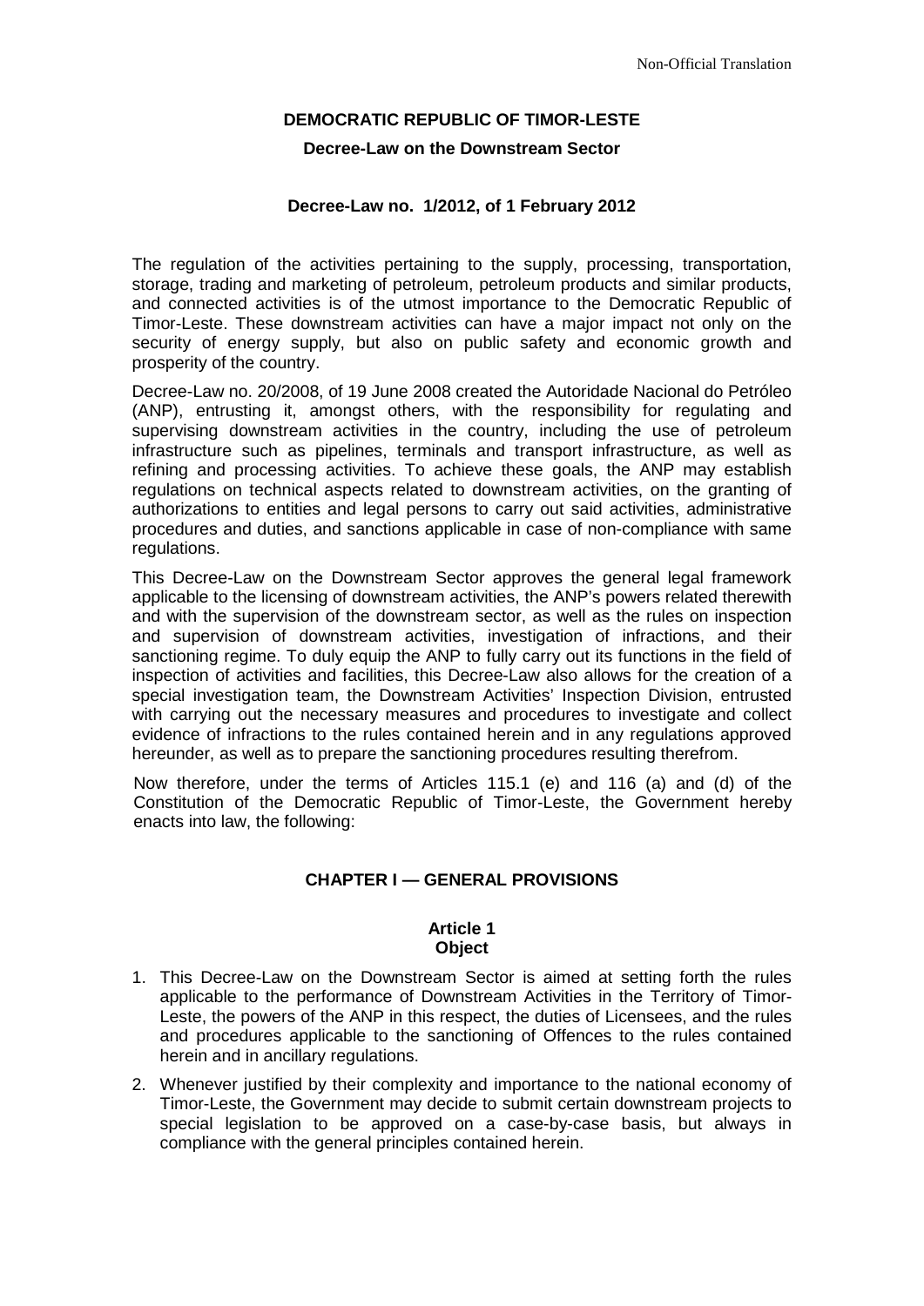Non-Official Translation

**DEMOCRATIC REPUBLIC OF TIMOR-LESTE**

**Decree-Law on the Downstream Sector**

**Decree-Law no. 1/2012, of 1 February 2012**

The regulation of the activities pertaining to the supply, processing, transportation, storage, trading and marketing of petroleum, petroleum products and similar products, and connected activities is of the utmost importance to the Democratic Republic of Timor-Leste. These downstream activities can have a major impact not only on the security of energy supply, but also on public safety and economic growth and prosperity of the country.

Decree-Law no. 20/2008, of 19 June 2008 created the Autoridade Nacional do Petróleo (ANP), entrusting it, amongst others, with the responsibility for regulating and supervising downstream activities in the country, including the use of petroleum infrastructure such as pipelines, terminals and transport infrastructure, as well as refining and processing activities. To achieve these goals, the ANP may establish regulations on technical aspects related to downstream activities, on the granting of authorizations to entities and legal persons to carry out said activities, administrative procedures and duties, and sanctions applicable in case of non-compliance with same regulations.

This Decree-Law on the Downstream Sector approves the general legal framework applicable to the licensing of downstream activities, the ANP's powers related therewith and with the supervision of the downstream sector, as well as the rules on inspection and supervision of downstream activities, investigation of infractions, and their sanctioning regime. To duly equip the ANP to fully carry out its functions in the field of inspection of activities and facilities, this Decree-Law also allows for the creation of a special investigation team, the Downstream Activities' Inspection Division, entrusted with carrying out the necessary measures and procedures to investigate and collect evidence of infractions to the rules contained herein and in any regulations approved hereunder, as well as to prepare the sanctioning procedures resulting therefrom.

Now therefore, under the terms of Articles 115.1 (e) and 116 (a) and (d) of the Constitution of the Democratic Republic of Timor-Leste, the Government hereby enacts into law, the following:

## CHAPTER I — GENERAL PROVISIONS

### Article 1
### Object

1. This Decree-Law on the Downstream Sector is aimed at setting forth the rules applicable to the performance of Downstream Activities in the Territory of Timor-Leste, the powers of the ANP in this respect, the duties of Licensees, and the rules and procedures applicable to the sanctioning of Offences to the rules contained herein and in ancillary regulations.
2. Whenever justified by their complexity and importance to the national economy of Timor-Leste, the Government may decide to submit certain downstream projects to special legislation to be approved on a case-by-case basis, but always in compliance with the general principles contained herein.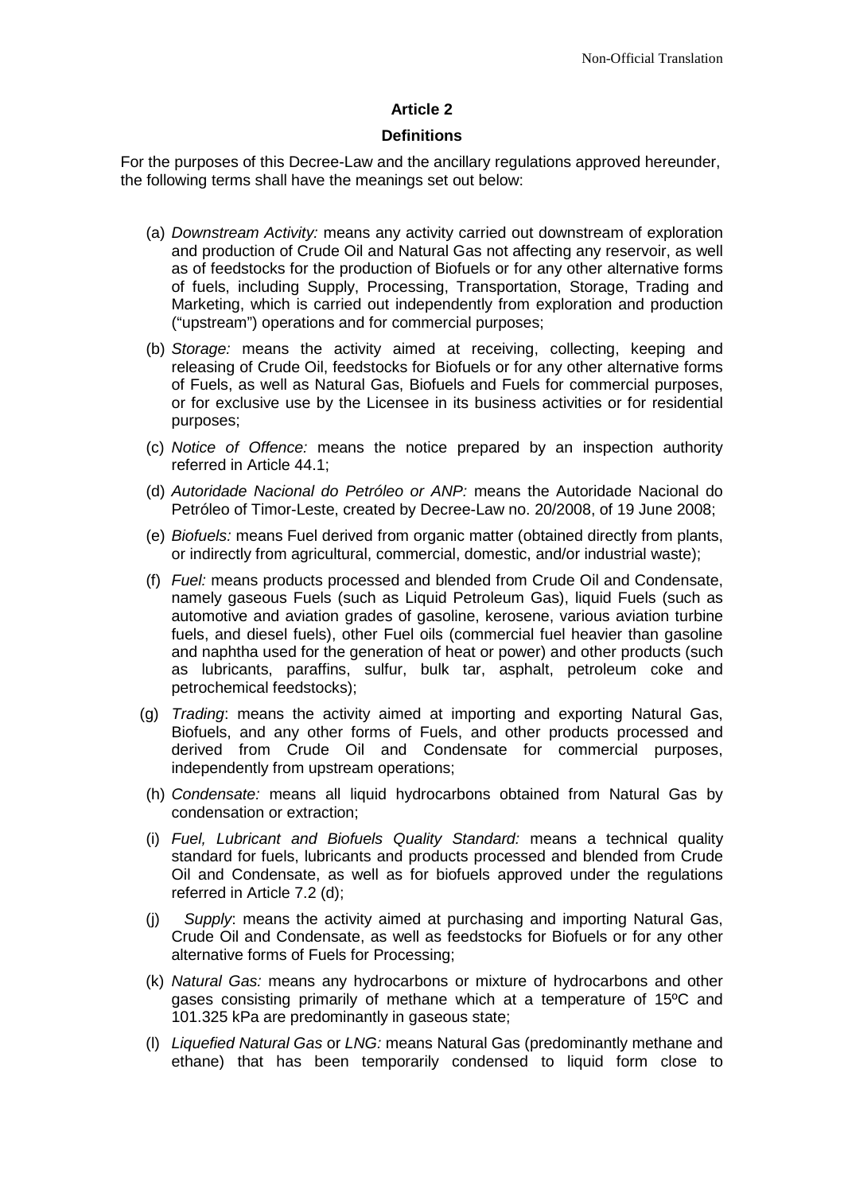## Article 2

### Definitions

For the purposes of this Decree-Law and the ancillary regulations approved hereunder, the following terms shall have the meanings set out below:

(a) *Downstream Activity:* means any activity carried out downstream of exploration and production of Crude Oil and Natural Gas not affecting any reservoir, as well as of feedstocks for the production of Biofuels or for any other alternative forms of fuels, including Supply, Processing, Transportation, Storage, Trading and Marketing, which is carried out independently from exploration and production ("upstream") operations and for commercial purposes;

(b) *Storage:* means the activity aimed at receiving, collecting, keeping and releasing of Crude Oil, feedstocks for Biofuels or for any other alternative forms of Fuels, as well as Natural Gas, Biofuels and Fuels for commercial purposes, or for exclusive use by the Licensee in its business activities or for residential purposes;

(c) *Notice of Offence:* means the notice prepared by an inspection authority referred in Article 44.1;

(d) *Autoridade Nacional do Petróleo or ANP:* means the Autoridade Nacional do Petróleo of Timor-Leste, created by Decree-Law no. 20/2008, of 19 June 2008;

(e) *Biofuels:* means Fuel derived from organic matter (obtained directly from plants, or indirectly from agricultural, commercial, domestic, and/or industrial waste);

(f) *Fuel:* means products processed and blended from Crude Oil and Condensate, namely gaseous Fuels (such as Liquid Petroleum Gas), liquid Fuels (such as automotive and aviation grades of gasoline, kerosene, various aviation turbine fuels, and diesel fuels), other Fuel oils (commercial fuel heavier than gasoline and naphtha used for the generation of heat or power) and other products (such as lubricants, paraffins, sulfur, bulk tar, asphalt, petroleum coke and petrochemical feedstocks);

(g) *Trading*: means the activity aimed at importing and exporting Natural Gas, Biofuels, and any other forms of Fuels, and other products processed and derived from Crude Oil and Condensate for commercial purposes, independently from upstream operations;

(h) *Condensate:* means all liquid hydrocarbons obtained from Natural Gas by condensation or extraction;

(i) *Fuel, Lubricant and Biofuels Quality Standard:* means a technical quality standard for fuels, lubricants and products processed and blended from Crude Oil and Condensate, as well as for biofuels approved under the regulations referred in Article 7.2 (d);

(j) *Supply*: means the activity aimed at purchasing and importing Natural Gas, Crude Oil and Condensate, as well as feedstocks for Biofuels or for any other alternative forms of Fuels for Processing;

(k) *Natural Gas:* means any hydrocarbons or mixture of hydrocarbons and other gases consisting primarily of methane which at a temperature of 15ºC and 101.325 kPa are predominantly in gaseous state;

(l) *Liquefied Natural Gas* or *LNG:* means Natural Gas (predominantly methane and ethane) that has been temporarily condensed to liquid form close to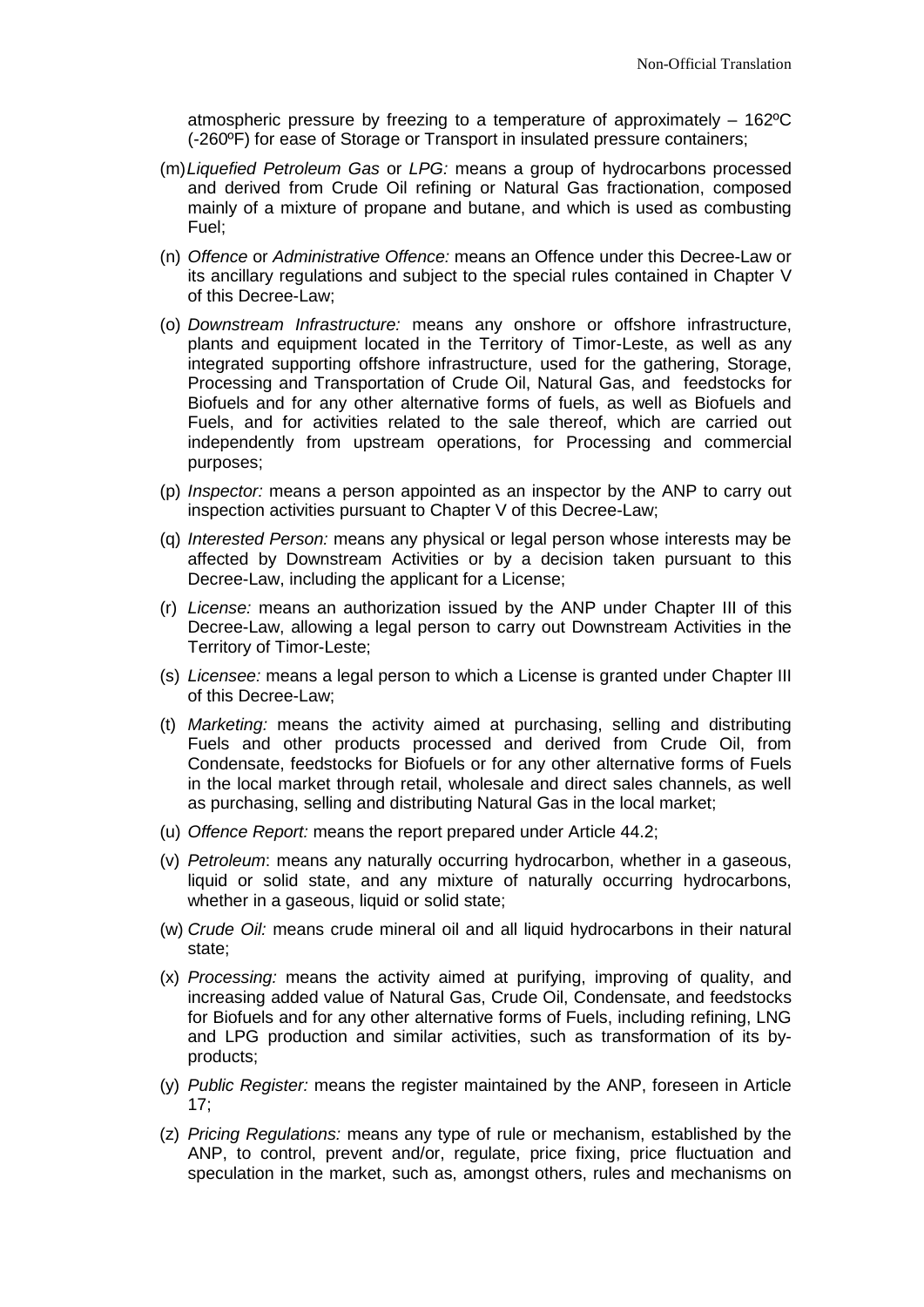atmospheric pressure by freezing to a temperature of approximately – 162ºC (-260ºF) for ease of Storage or Transport in insulated pressure containers;

(m) *Liquefied Petroleum Gas* or *LPG:* means a group of hydrocarbons processed and derived from Crude Oil refining or Natural Gas fractionation, composed mainly of a mixture of propane and butane, and which is used as combusting Fuel;

(n) *Offence* or *Administrative Offence:* means an Offence under this Decree-Law or its ancillary regulations and subject to the special rules contained in Chapter V of this Decree-Law;

(o) *Downstream Infrastructure:* means any onshore or offshore infrastructure, plants and equipment located in the Territory of Timor-Leste, as well as any integrated supporting offshore infrastructure, used for the gathering, Storage, Processing and Transportation of Crude Oil, Natural Gas, and feedstocks for Biofuels and for any other alternative forms of fuels, as well as Biofuels and Fuels, and for activities related to the sale thereof, which are carried out independently from upstream operations, for Processing and commercial purposes;

(p) *Inspector:* means a person appointed as an inspector by the ANP to carry out inspection activities pursuant to Chapter V of this Decree-Law;

(q) *Interested Person:* means any physical or legal person whose interests may be affected by Downstream Activities or by a decision taken pursuant to this Decree-Law, including the applicant for a License;

(r) *License:* means an authorization issued by the ANP under Chapter III of this Decree-Law, allowing a legal person to carry out Downstream Activities in the Territory of Timor-Leste;

(s) *Licensee:* means a legal person to which a License is granted under Chapter III of this Decree-Law;

(t) *Marketing:* means the activity aimed at purchasing, selling and distributing Fuels and other products processed and derived from Crude Oil, from Condensate, feedstocks for Biofuels or for any other alternative forms of Fuels in the local market through retail, wholesale and direct sales channels, as well as purchasing, selling and distributing Natural Gas in the local market;

(u) *Offence Report:* means the report prepared under Article 44.2;

(v) *Petroleum*: means any naturally occurring hydrocarbon, whether in a gaseous, liquid or solid state, and any mixture of naturally occurring hydrocarbons, whether in a gaseous, liquid or solid state;

(w) *Crude Oil:* means crude mineral oil and all liquid hydrocarbons in their natural state;

(x) *Processing:* means the activity aimed at purifying, improving of quality, and increasing added value of Natural Gas, Crude Oil, Condensate, and feedstocks for Biofuels and for any other alternative forms of Fuels, including refining, LNG and LPG production and similar activities, such as transformation of its by-products;

(y) *Public Register:* means the register maintained by the ANP, foreseen in Article 17;

(z) *Pricing Regulations:* means any type of rule or mechanism, established by the ANP, to control, prevent and/or, regulate, price fixing, price fluctuation and speculation in the market, such as, amongst others, rules and mechanisms on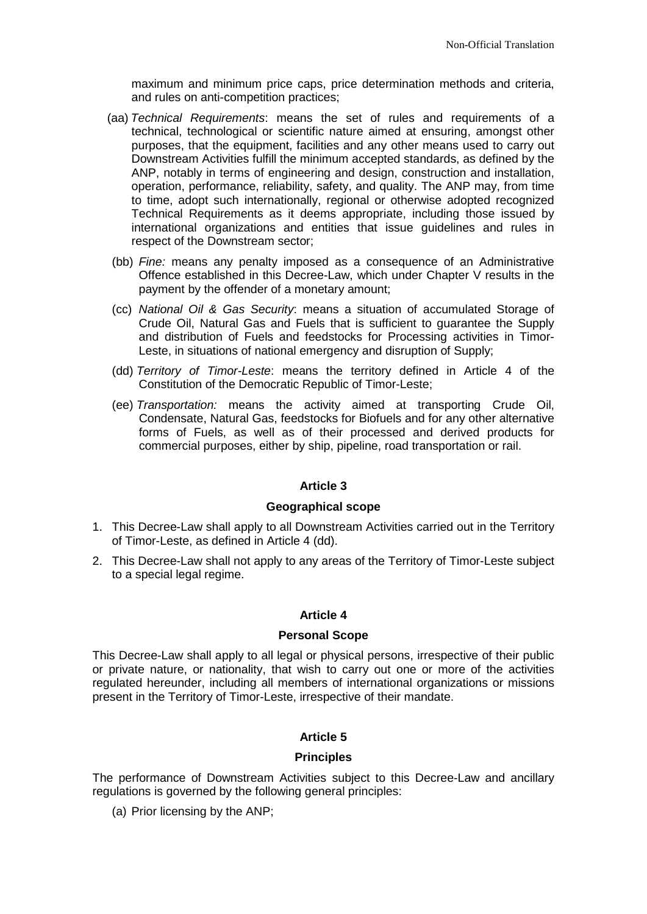maximum and minimum price caps, price determination methods and criteria, and rules on anti-competition practices;

(aa) *Technical Requirements*: means the set of rules and requirements of a technical, technological or scientific nature aimed at ensuring, amongst other purposes, that the equipment, facilities and any other means used to carry out Downstream Activities fulfill the minimum accepted standards, as defined by the ANP, notably in terms of engineering and design, construction and installation, operation, performance, reliability, safety, and quality. The ANP may, from time to time, adopt such internationally, regional or otherwise adopted recognized Technical Requirements as it deems appropriate, including those issued by international organizations and entities that issue guidelines and rules in respect of the Downstream sector;

(bb) *Fine:* means any penalty imposed as a consequence of an Administrative Offence established in this Decree-Law, which under Chapter V results in the payment by the offender of a monetary amount;

(cc) *National Oil & Gas Security*: means a situation of accumulated Storage of Crude Oil, Natural Gas and Fuels that is sufficient to guarantee the Supply and distribution of Fuels and feedstocks for Processing activities in Timor-Leste, in situations of national emergency and disruption of Supply;

(dd) *Territory of Timor-Leste*: means the territory defined in Article 4 of the Constitution of the Democratic Republic of Timor-Leste;

(ee) *Transportation:* means the activity aimed at transporting Crude Oil, Condensate, Natural Gas, feedstocks for Biofuels and for any other alternative forms of Fuels, as well as of their processed and derived products for commercial purposes, either by ship, pipeline, road transportation or rail.

## Article 3

### Geographical scope

1. This Decree-Law shall apply to all Downstream Activities carried out in the Territory of Timor-Leste, as defined in Article 4 (dd).
2. This Decree-Law shall not apply to any areas of the Territory of Timor-Leste subject to a special legal regime.

## Article 4

### Personal Scope

This Decree-Law shall apply to all legal or physical persons, irrespective of their public or private nature, or nationality, that wish to carry out one or more of the activities regulated hereunder, including all members of international organizations or missions present in the Territory of Timor-Leste, irrespective of their mandate.

## Article 5

### Principles

The performance of Downstream Activities subject to this Decree-Law and ancillary regulations is governed by the following general principles:

(a) Prior licensing by the ANP;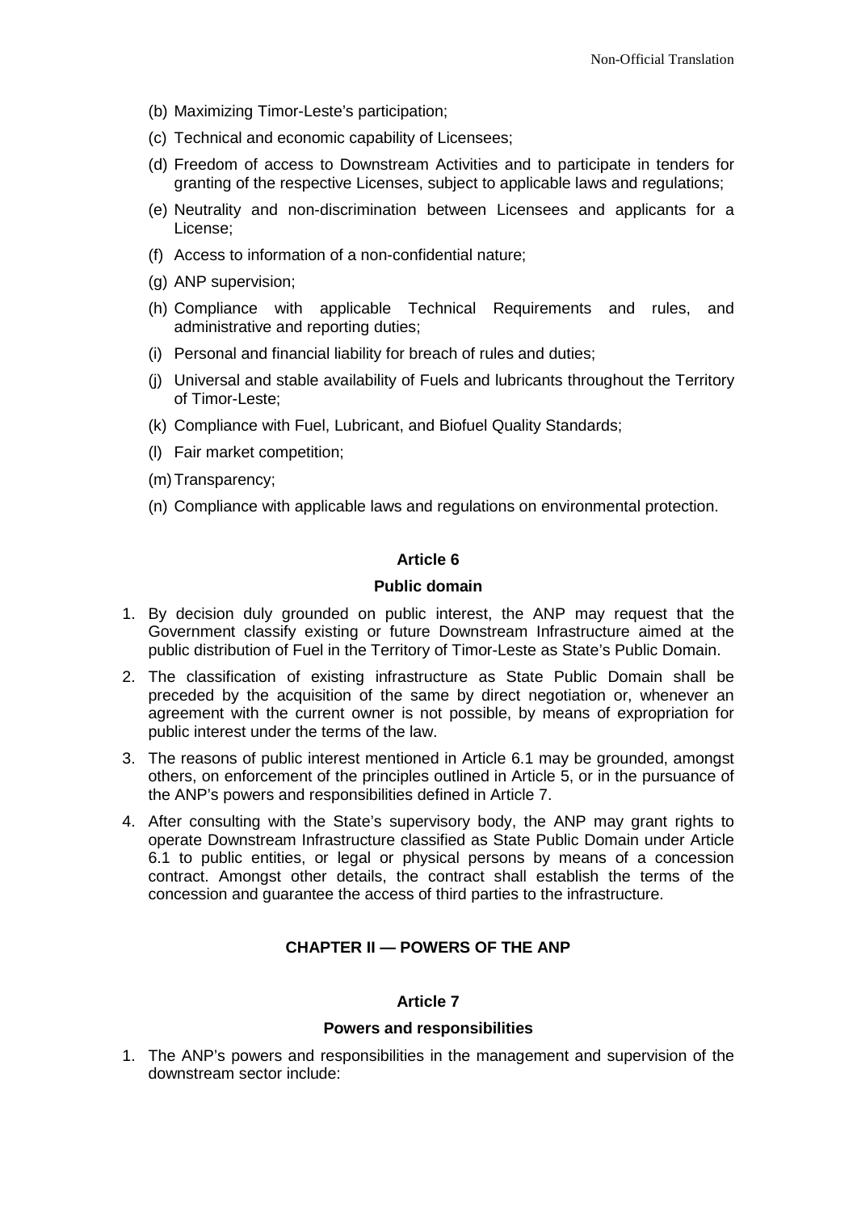(b) Maximizing Timor-Leste's participation;

(c) Technical and economic capability of Licensees;

(d) Freedom of access to Downstream Activities and to participate in tenders for granting of the respective Licenses, subject to applicable laws and regulations;

(e) Neutrality and non-discrimination between Licensees and applicants for a License;

(f) Access to information of a non-confidential nature;

(g) ANP supervision;

(h) Compliance with applicable Technical Requirements and rules, and administrative and reporting duties;

(i) Personal and financial liability for breach of rules and duties;

(j) Universal and stable availability of Fuels and lubricants throughout the Territory of Timor-Leste;

(k) Compliance with Fuel, Lubricant, and Biofuel Quality Standards;

(l) Fair market competition;

(m) Transparency;

(n) Compliance with applicable laws and regulations on environmental protection.

### Article 6

### Public domain

1. By decision duly grounded on public interest, the ANP may request that the Government classify existing or future Downstream Infrastructure aimed at the public distribution of Fuel in the Territory of Timor-Leste as State's Public Domain.
2. The classification of existing infrastructure as State Public Domain shall be preceded by the acquisition of the same by direct negotiation or, whenever an agreement with the current owner is not possible, by means of expropriation for public interest under the terms of the law.
3. The reasons of public interest mentioned in Article 6.1 may be grounded, amongst others, on enforcement of the principles outlined in Article 5, or in the pursuance of the ANP's powers and responsibilities defined in Article 7.
4. After consulting with the State's supervisory body, the ANP may grant rights to operate Downstream Infrastructure classified as State Public Domain under Article 6.1 to public entities, or legal or physical persons by means of a concession contract. Amongst other details, the contract shall establish the terms of the concession and guarantee the access of third parties to the infrastructure.

## CHAPTER II — POWERS OF THE ANP

### Article 7

### Powers and responsibilities

1. The ANP's powers and responsibilities in the management and supervision of the downstream sector include: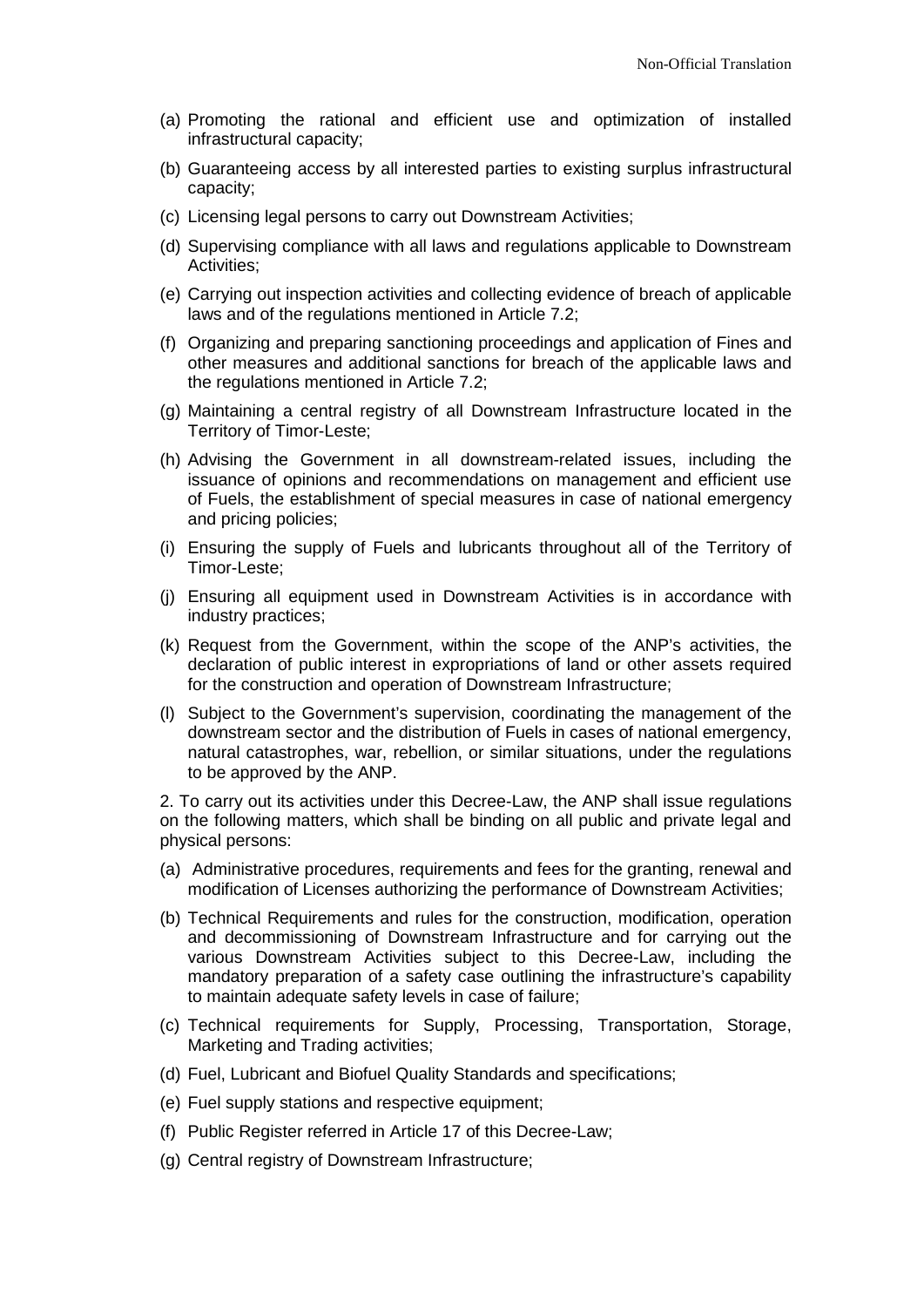(a) Promoting the rational and efficient use and optimization of installed infrastructural capacity;

(b) Guaranteeing access by all interested parties to existing surplus infrastructural capacity;

(c) Licensing legal persons to carry out Downstream Activities;

(d) Supervising compliance with all laws and regulations applicable to Downstream Activities;

(e) Carrying out inspection activities and collecting evidence of breach of applicable laws and of the regulations mentioned in Article 7.2;

(f) Organizing and preparing sanctioning proceedings and application of Fines and other measures and additional sanctions for breach of the applicable laws and the regulations mentioned in Article 7.2;

(g) Maintaining a central registry of all Downstream Infrastructure located in the Territory of Timor-Leste;

(h) Advising the Government in all downstream-related issues, including the issuance of opinions and recommendations on management and efficient use of Fuels, the establishment of special measures in case of national emergency and pricing policies;

(i) Ensuring the supply of Fuels and lubricants throughout all of the Territory of Timor-Leste;

(j) Ensuring all equipment used in Downstream Activities is in accordance with industry practices;

(k) Request from the Government, within the scope of the ANP's activities, the declaration of public interest in expropriations of land or other assets required for the construction and operation of Downstream Infrastructure;

(l) Subject to the Government's supervision, coordinating the management of the downstream sector and the distribution of Fuels in cases of national emergency, natural catastrophes, war, rebellion, or similar situations, under the regulations to be approved by the ANP.

2. To carry out its activities under this Decree-Law, the ANP shall issue regulations on the following matters, which shall be binding on all public and private legal and physical persons:

(a) Administrative procedures, requirements and fees for the granting, renewal and modification of Licenses authorizing the performance of Downstream Activities;

(b) Technical Requirements and rules for the construction, modification, operation and decommissioning of Downstream Infrastructure and for carrying out the various Downstream Activities subject to this Decree-Law, including the mandatory preparation of a safety case outlining the infrastructure's capability to maintain adequate safety levels in case of failure;

(c) Technical requirements for Supply, Processing, Transportation, Storage, Marketing and Trading activities;

(d) Fuel, Lubricant and Biofuel Quality Standards and specifications;

(e) Fuel supply stations and respective equipment;

(f) Public Register referred in Article 17 of this Decree-Law;

(g) Central registry of Downstream Infrastructure;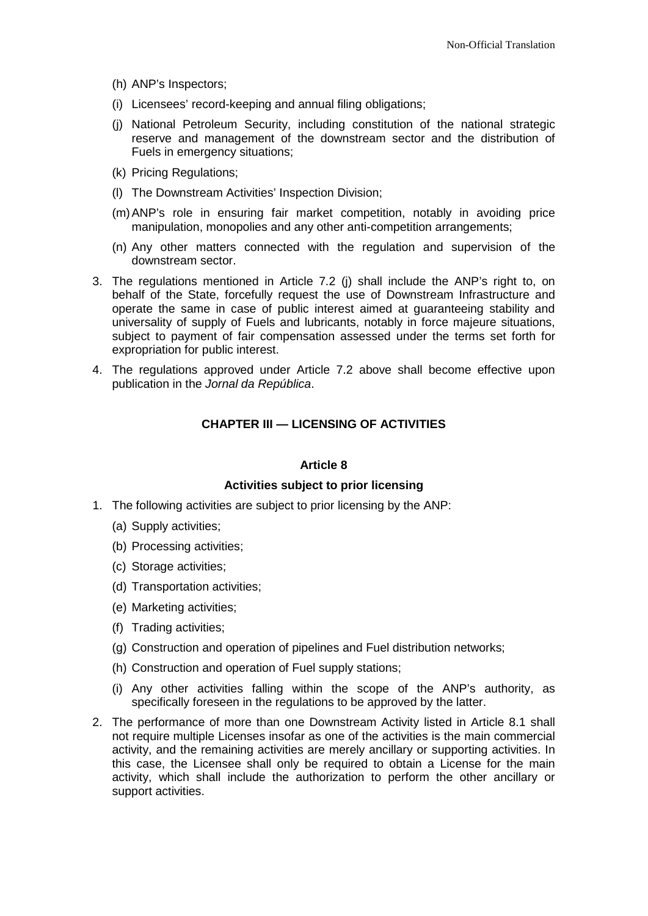(h) ANP's Inspectors;

(i) Licensees' record-keeping and annual filing obligations;

(j) National Petroleum Security, including constitution of the national strategic reserve and management of the downstream sector and the distribution of Fuels in emergency situations;

(k) Pricing Regulations;

(l) The Downstream Activities' Inspection Division;

(m) ANP's role in ensuring fair market competition, notably in avoiding price manipulation, monopolies and any other anti-competition arrangements;

(n) Any other matters connected with the regulation and supervision of the downstream sector.

3. The regulations mentioned in Article 7.2 (j) shall include the ANP's right to, on behalf of the State, forcefully request the use of Downstream Infrastructure and operate the same in case of public interest aimed at guaranteeing stability and universality of supply of Fuels and lubricants, notably in force majeure situations, subject to payment of fair compensation assessed under the terms set forth for expropriation for public interest.

4. The regulations approved under Article 7.2 above shall become effective upon publication in the *Jornal da República*.

## CHAPTER III — LICENSING OF ACTIVITIES

### Article 8

### Activities subject to prior licensing

1. The following activities are subject to prior licensing by the ANP:

   (a) Supply activities;

   (b) Processing activities;

   (c) Storage activities;

   (d) Transportation activities;

   (e) Marketing activities;

   (f) Trading activities;

   (g) Construction and operation of pipelines and Fuel distribution networks;

   (h) Construction and operation of Fuel supply stations;

   (i) Any other activities falling within the scope of the ANP's authority, as specifically foreseen in the regulations to be approved by the latter.

2. The performance of more than one Downstream Activity listed in Article 8.1 shall not require multiple Licenses insofar as one of the activities is the main commercial activity, and the remaining activities are merely ancillary or supporting activities. In this case, the Licensee shall only be required to obtain a License for the main activity, which shall include the authorization to perform the other ancillary or support activities.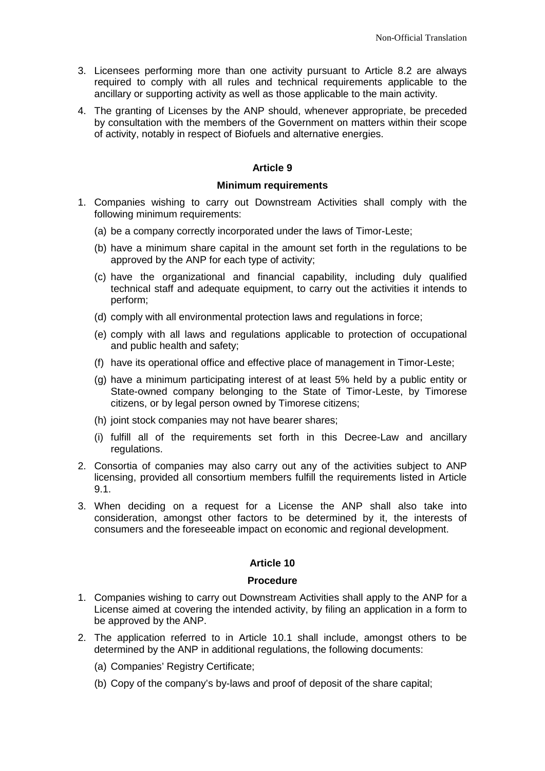3. Licensees performing more than one activity pursuant to Article 8.2 are always required to comply with all rules and technical requirements applicable to the ancillary or supporting activity as well as those applicable to the main activity.

4. The granting of Licenses by the ANP should, whenever appropriate, be preceded by consultation with the members of the Government on matters within their scope of activity, notably in respect of Biofuels and alternative energies.

## Article 9

### Minimum requirements

1. Companies wishing to carry out Downstream Activities shall comply with the following minimum requirements:

   (a) be a company correctly incorporated under the laws of Timor-Leste;

   (b) have a minimum share capital in the amount set forth in the regulations to be approved by the ANP for each type of activity;

   (c) have the organizational and financial capability, including duly qualified technical staff and adequate equipment, to carry out the activities it intends to perform;

   (d) comply with all environmental protection laws and regulations in force;

   (e) comply with all laws and regulations applicable to protection of occupational and public health and safety;

   (f) have its operational office and effective place of management in Timor-Leste;

   (g) have a minimum participating interest of at least 5% held by a public entity or State-owned company belonging to the State of Timor-Leste, by Timorese citizens, or by legal person owned by Timorese citizens;

   (h) joint stock companies may not have bearer shares;

   (i) fulfill all of the requirements set forth in this Decree-Law and ancillary regulations.

2. Consortia of companies may also carry out any of the activities subject to ANP licensing, provided all consortium members fulfill the requirements listed in Article 9.1.

3. When deciding on a request for a License the ANP shall also take into consideration, amongst other factors to be determined by it, the interests of consumers and the foreseeable impact on economic and regional development.

## Article 10

### Procedure

1. Companies wishing to carry out Downstream Activities shall apply to the ANP for a License aimed at covering the intended activity, by filing an application in a form to be approved by the ANP.

2. The application referred to in Article 10.1 shall include, amongst others to be determined by the ANP in additional regulations, the following documents:

   (a) Companies' Registry Certificate;

   (b) Copy of the company's by-laws and proof of deposit of the share capital;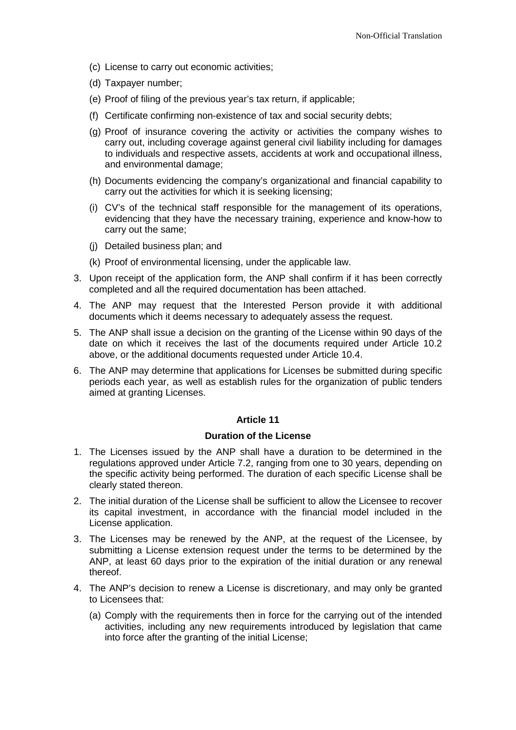(c) License to carry out economic activities;

(d) Taxpayer number;

(e) Proof of filing of the previous year's tax return, if applicable;

(f) Certificate confirming non-existence of tax and social security debts;

(g) Proof of insurance covering the activity or activities the company wishes to carry out, including coverage against general civil liability including for damages to individuals and respective assets, accidents at work and occupational illness, and environmental damage;

(h) Documents evidencing the company's organizational and financial capability to carry out the activities for which it is seeking licensing;

(i) CV's of the technical staff responsible for the management of its operations, evidencing that they have the necessary training, experience and know-how to carry out the same;

(j) Detailed business plan; and

(k) Proof of environmental licensing, under the applicable law.

3. Upon receipt of the application form, the ANP shall confirm if it has been correctly completed and all the required documentation has been attached.

4. The ANP may request that the Interested Person provide it with additional documents which it deems necessary to adequately assess the request.

5. The ANP shall issue a decision on the granting of the License within 90 days of the date on which it receives the last of the documents required under Article 10.2 above, or the additional documents requested under Article 10.4.

6. The ANP may determine that applications for Licenses be submitted during specific periods each year, as well as establish rules for the organization of public tenders aimed at granting Licenses.

### Article 11

### Duration of the License

1. The Licenses issued by the ANP shall have a duration to be determined in the regulations approved under Article 7.2, ranging from one to 30 years, depending on the specific activity being performed. The duration of each specific License shall be clearly stated thereon.

2. The initial duration of the License shall be sufficient to allow the Licensee to recover its capital investment, in accordance with the financial model included in the License application.

3. The Licenses may be renewed by the ANP, at the request of the Licensee, by submitting a License extension request under the terms to be determined by the ANP, at least 60 days prior to the expiration of the initial duration or any renewal thereof.

4. The ANP's decision to renew a License is discretionary, and may only be granted to Licensees that:

   (a) Comply with the requirements then in force for the carrying out of the intended activities, including any new requirements introduced by legislation that came into force after the granting of the initial License;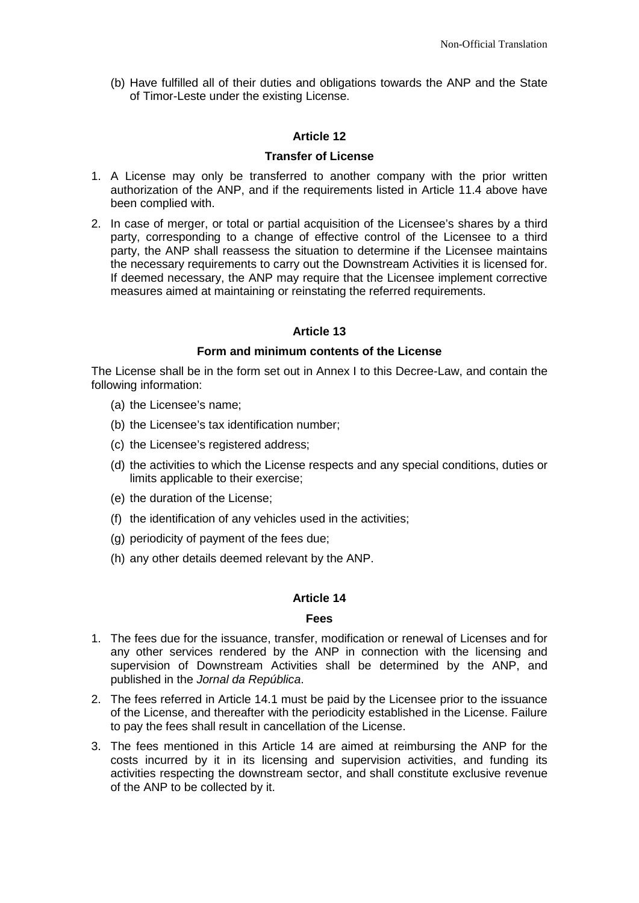(b) Have fulfilled all of their duties and obligations towards the ANP and the State of Timor-Leste under the existing License.

### Article 12

### Transfer of License

1. A License may only be transferred to another company with the prior written authorization of the ANP, and if the requirements listed in Article 11.4 above have been complied with.
2. In case of merger, or total or partial acquisition of the Licensee's shares by a third party, corresponding to a change of effective control of the Licensee to a third party, the ANP shall reassess the situation to determine if the Licensee maintains the necessary requirements to carry out the Downstream Activities it is licensed for. If deemed necessary, the ANP may require that the Licensee implement corrective measures aimed at maintaining or reinstating the referred requirements.

### Article 13

### Form and minimum contents of the License

The License shall be in the form set out in Annex I to this Decree-Law, and contain the following information:

(a) the Licensee's name;

(b) the Licensee's tax identification number;

(c) the Licensee's registered address;

(d) the activities to which the License respects and any special conditions, duties or limits applicable to their exercise;

(e) the duration of the License;

(f) the identification of any vehicles used in the activities;

(g) periodicity of payment of the fees due;

(h) any other details deemed relevant by the ANP.

### Article 14

### Fees

1. The fees due for the issuance, transfer, modification or renewal of Licenses and for any other services rendered by the ANP in connection with the licensing and supervision of Downstream Activities shall be determined by the ANP, and published in the *Jornal da República*.
2. The fees referred in Article 14.1 must be paid by the Licensee prior to the issuance of the License, and thereafter with the periodicity established in the License. Failure to pay the fees shall result in cancellation of the License.
3. The fees mentioned in this Article 14 are aimed at reimbursing the ANP for the costs incurred by it in its licensing and supervision activities, and funding its activities respecting the downstream sector, and shall constitute exclusive revenue of the ANP to be collected by it.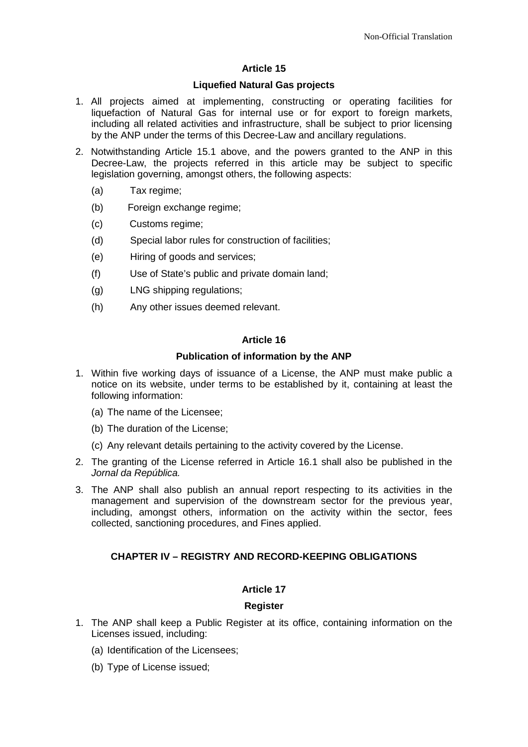### Article 15

### Liquefied Natural Gas projects

1. All projects aimed at implementing, constructing or operating facilities for liquefaction of Natural Gas for internal use or for export to foreign markets, including all related activities and infrastructure, shall be subject to prior licensing by the ANP under the terms of this Decree-Law and ancillary regulations.
2. Notwithstanding Article 15.1 above, and the powers granted to the ANP in this Decree-Law, the projects referred in this article may be subject to specific legislation governing, amongst others, the following aspects:
   (a) Tax regime;
   (b) Foreign exchange regime;
   (c) Customs regime;
   (d) Special labor rules for construction of facilities;
   (e) Hiring of goods and services;
   (f) Use of State's public and private domain land;
   (g) LNG shipping regulations;
   (h) Any other issues deemed relevant.

### Article 16

### Publication of information by the ANP

1. Within five working days of issuance of a License, the ANP must make public a notice on its website, under terms to be established by it, containing at least the following information:
   (a) The name of the Licensee;
   (b) The duration of the License;
   (c) Any relevant details pertaining to the activity covered by the License.
2. The granting of the License referred in Article 16.1 shall also be published in the *Jornal da República.*
3. The ANP shall also publish an annual report respecting to its activities in the management and supervision of the downstream sector for the previous year, including, amongst others, information on the activity within the sector, fees collected, sanctioning procedures, and Fines applied.

## CHAPTER IV – REGISTRY AND RECORD-KEEPING OBLIGATIONS

### Article 17

### Register

1. The ANP shall keep a Public Register at its office, containing information on the Licenses issued, including:
   (a) Identification of the Licensees;
   (b) Type of License issued;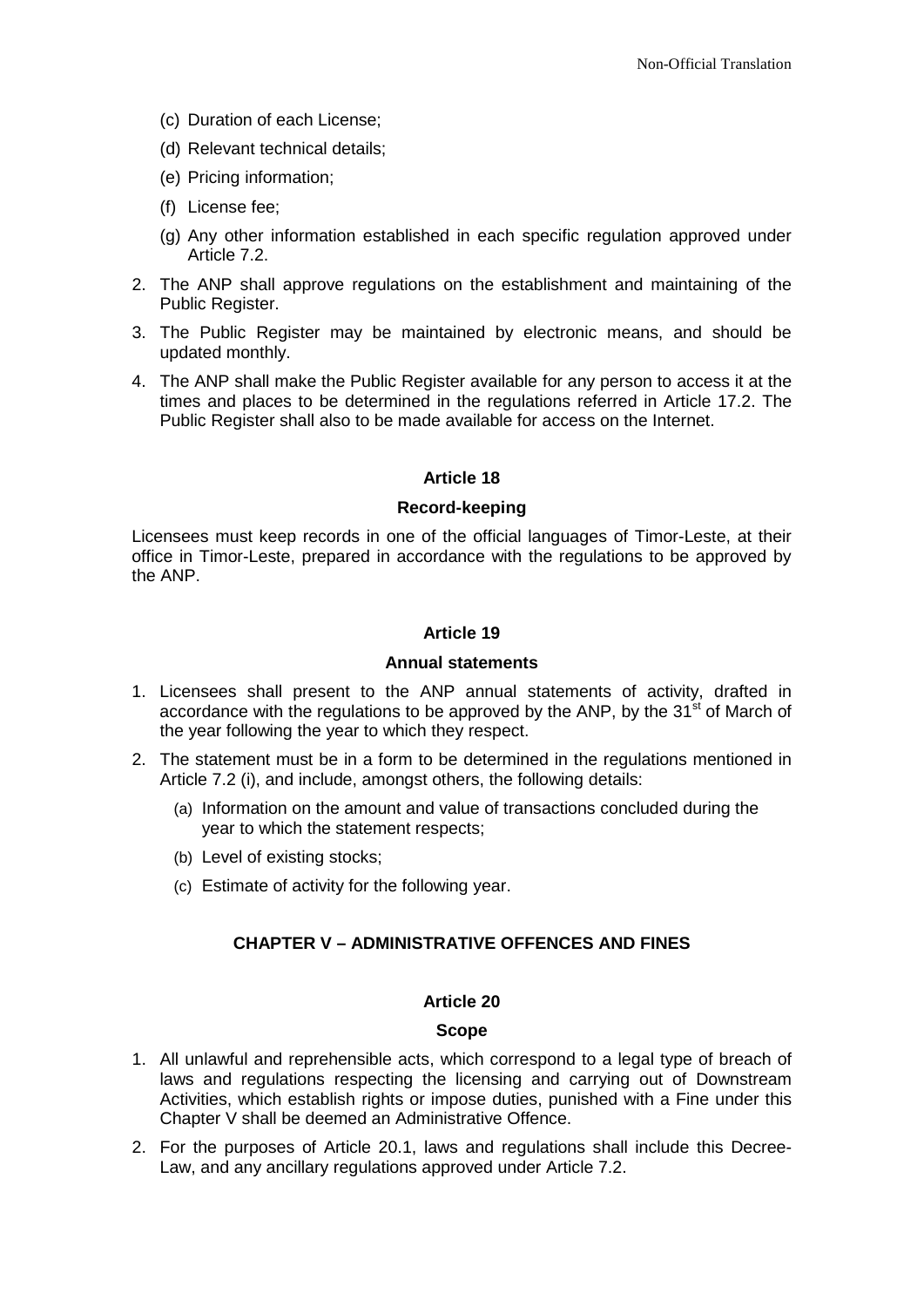(c) Duration of each License;

(d) Relevant technical details;

(e) Pricing information;

(f) License fee;

(g) Any other information established in each specific regulation approved under Article 7.2.

2. The ANP shall approve regulations on the establishment and maintaining of the Public Register.

3. The Public Register may be maintained by electronic means, and should be updated monthly.

4. The ANP shall make the Public Register available for any person to access it at the times and places to be determined in the regulations referred in Article 17.2. The Public Register shall also to be made available for access on the Internet.

### Article 18

#### Record-keeping

Licensees must keep records in one of the official languages of Timor-Leste, at their office in Timor-Leste, prepared in accordance with the regulations to be approved by the ANP.

### Article 19

#### Annual statements

1. Licensees shall present to the ANP annual statements of activity, drafted in accordance with the regulations to be approved by the ANP, by the 31st of March of the year following the year to which they respect.

2. The statement must be in a form to be determined in the regulations mentioned in Article 7.2 (i), and include, amongst others, the following details:

   (a) Information on the amount and value of transactions concluded during the year to which the statement respects;

   (b) Level of existing stocks;

   (c) Estimate of activity for the following year.

## CHAPTER V – ADMINISTRATIVE OFFENCES AND FINES

### Article 20

#### Scope

1. All unlawful and reprehensible acts, which correspond to a legal type of breach of laws and regulations respecting the licensing and carrying out of Downstream Activities, which establish rights or impose duties, punished with a Fine under this Chapter V shall be deemed an Administrative Offence.

2. For the purposes of Article 20.1, laws and regulations shall include this Decree-Law, and any ancillary regulations approved under Article 7.2.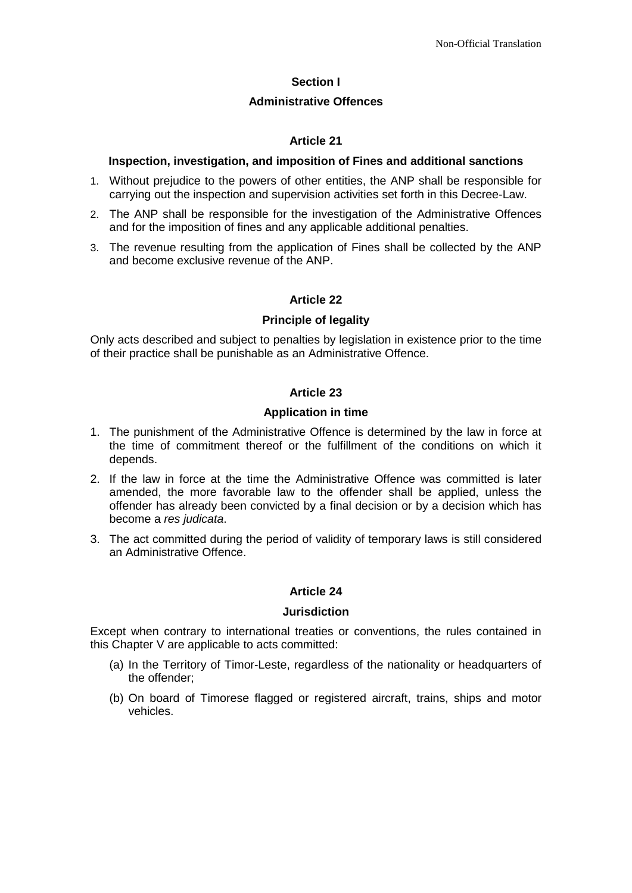## Section I

## Administrative Offences

### Article 21

### Inspection, investigation, and imposition of Fines and additional sanctions

1. Without prejudice to the powers of other entities, the ANP shall be responsible for carrying out the inspection and supervision activities set forth in this Decree-Law.
2. The ANP shall be responsible for the investigation of the Administrative Offences and for the imposition of fines and any applicable additional penalties.
3. The revenue resulting from the application of Fines shall be collected by the ANP and become exclusive revenue of the ANP.

### Article 22

### Principle of legality

Only acts described and subject to penalties by legislation in existence prior to the time of their practice shall be punishable as an Administrative Offence.

### Article 23

### Application in time

1. The punishment of the Administrative Offence is determined by the law in force at the time of commitment thereof or the fulfillment of the conditions on which it depends.
2. If the law in force at the time the Administrative Offence was committed is later amended, the more favorable law to the offender shall be applied, unless the offender has already been convicted by a final decision or by a decision which has become a *res judicata*.
3. The act committed during the period of validity of temporary laws is still considered an Administrative Offence.

### Article 24

### Jurisdiction

Except when contrary to international treaties or conventions, the rules contained in this Chapter V are applicable to acts committed:

(a) In the Territory of Timor-Leste, regardless of the nationality or headquarters of the offender;

(b) On board of Timorese flagged or registered aircraft, trains, ships and motor vehicles.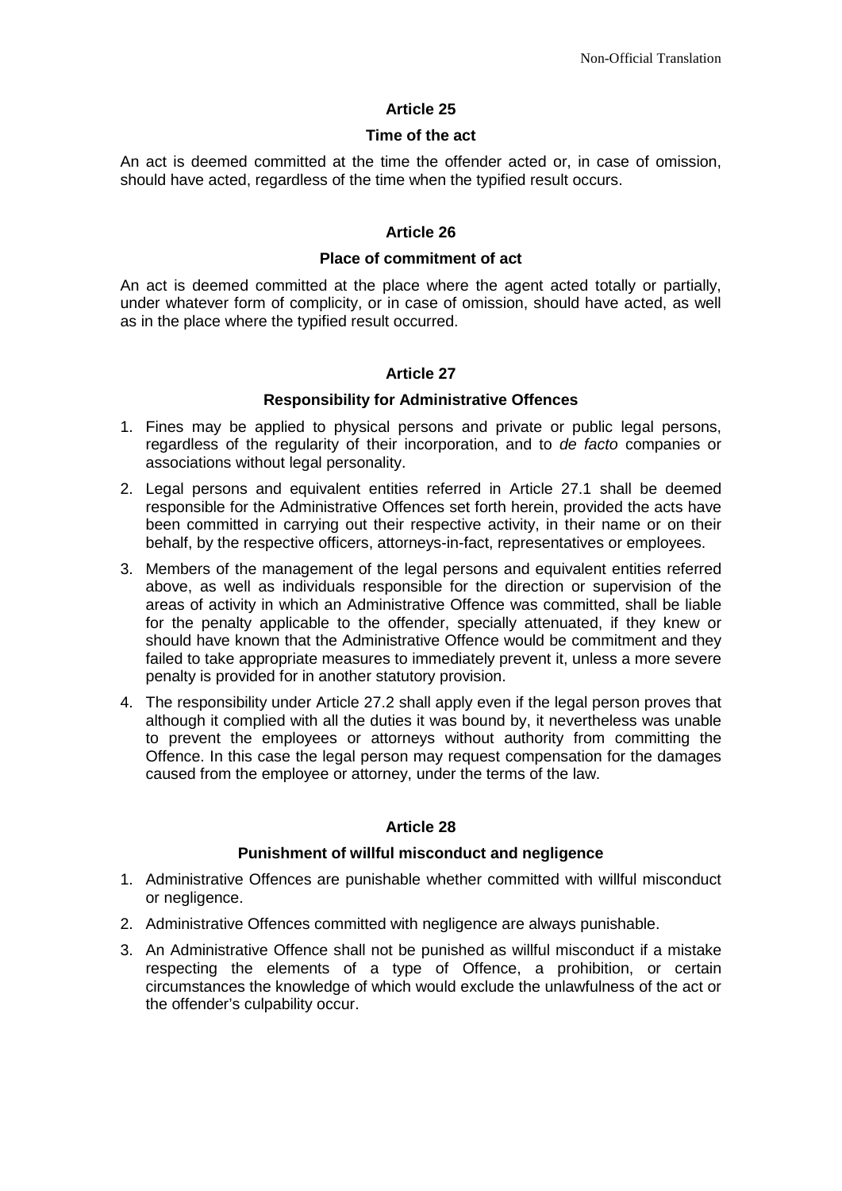## Article 25

### Time of the act

An act is deemed committed at the time the offender acted or, in case of omission, should have acted, regardless of the time when the typified result occurs.

## Article 26

### Place of commitment of act

An act is deemed committed at the place where the agent acted totally or partially, under whatever form of complicity, or in case of omission, should have acted, as well as in the place where the typified result occurred.

## Article 27

### Responsibility for Administrative Offences

1. Fines may be applied to physical persons and private or public legal persons, regardless of the regularity of their incorporation, and to *de facto* companies or associations without legal personality.
2. Legal persons and equivalent entities referred in Article 27.1 shall be deemed responsible for the Administrative Offences set forth herein, provided the acts have been committed in carrying out their respective activity, in their name or on their behalf, by the respective officers, attorneys-in-fact, representatives or employees.
3. Members of the management of the legal persons and equivalent entities referred above, as well as individuals responsible for the direction or supervision of the areas of activity in which an Administrative Offence was committed, shall be liable for the penalty applicable to the offender, specially attenuated, if they knew or should have known that the Administrative Offence would be commitment and they failed to take appropriate measures to immediately prevent it, unless a more severe penalty is provided for in another statutory provision.
4. The responsibility under Article 27.2 shall apply even if the legal person proves that although it complied with all the duties it was bound by, it nevertheless was unable to prevent the employees or attorneys without authority from committing the Offence. In this case the legal person may request compensation for the damages caused from the employee or attorney, under the terms of the law.

## Article 28

### Punishment of willful misconduct and negligence

1. Administrative Offences are punishable whether committed with willful misconduct or negligence.
2. Administrative Offences committed with negligence are always punishable.
3. An Administrative Offence shall not be punished as willful misconduct if a mistake respecting the elements of a type of Offence, a prohibition, or certain circumstances the knowledge of which would exclude the unlawfulness of the act or the offender's culpability occur.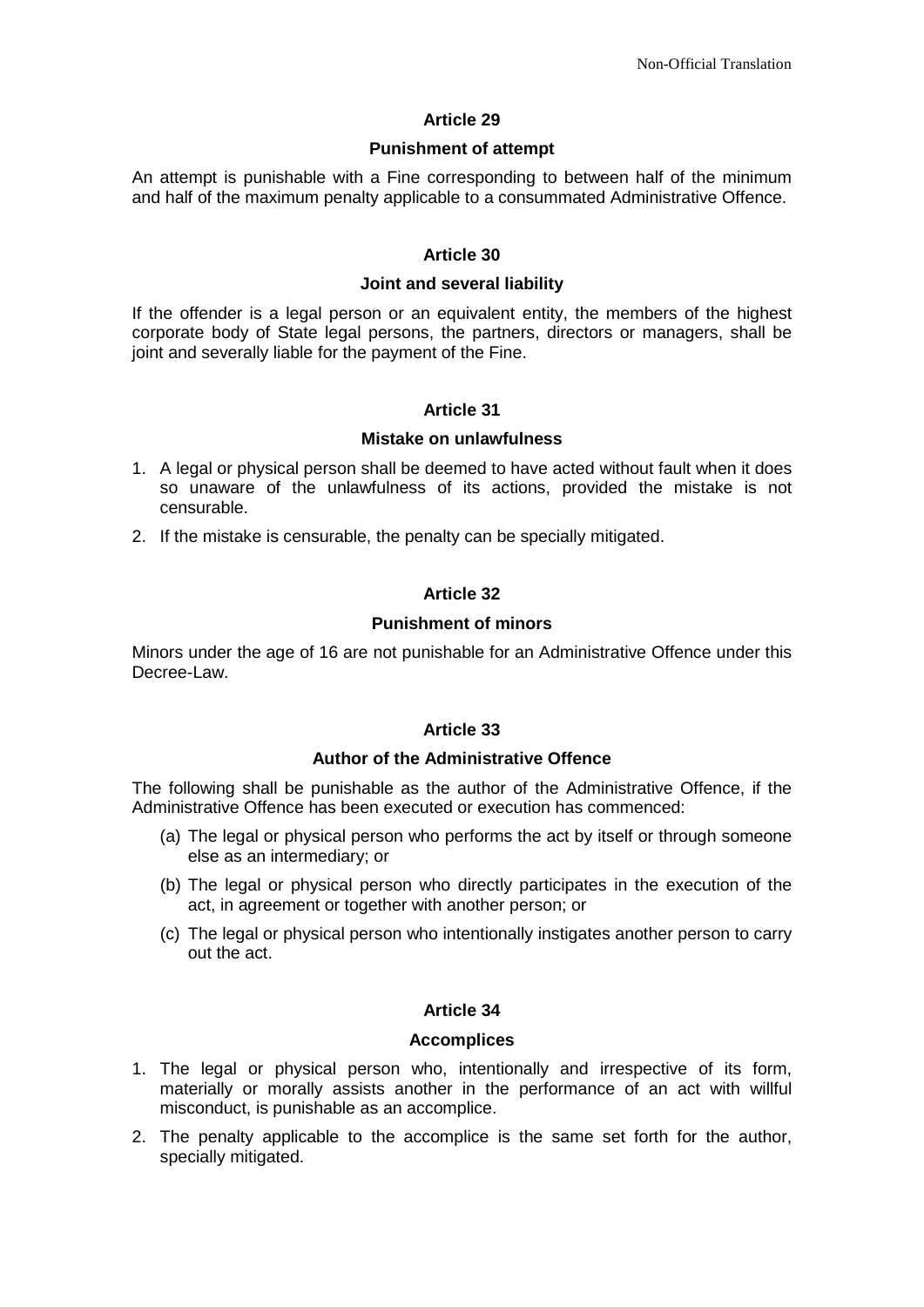### Article 29

**Punishment of attempt**

An attempt is punishable with a Fine corresponding to between half of the minimum and half of the maximum penalty applicable to a consummated Administrative Offence.

### Article 30

**Joint and several liability**

If the offender is a legal person or an equivalent entity, the members of the highest corporate body of State legal persons, the partners, directors or managers, shall be joint and severally liable for the payment of the Fine.

### Article 31

**Mistake on unlawfulness**

1. A legal or physical person shall be deemed to have acted without fault when it does so unaware of the unlawfulness of its actions, provided the mistake is not censurable.
2. If the mistake is censurable, the penalty can be specially mitigated.

### Article 32

**Punishment of minors**

Minors under the age of 16 are not punishable for an Administrative Offence under this Decree-Law.

### Article 33

**Author of the Administrative Offence**

The following shall be punishable as the author of the Administrative Offence, if the Administrative Offence has been executed or execution has commenced:

(a) The legal or physical person who performs the act by itself or through someone else as an intermediary; or

(b) The legal or physical person who directly participates in the execution of the act, in agreement or together with another person; or

(c) The legal or physical person who intentionally instigates another person to carry out the act.

### Article 34

**Accomplices**

1. The legal or physical person who, intentionally and irrespective of its form, materially or morally assists another in the performance of an act with willful misconduct, is punishable as an accomplice.
2. The penalty applicable to the accomplice is the same set forth for the author, specially mitigated.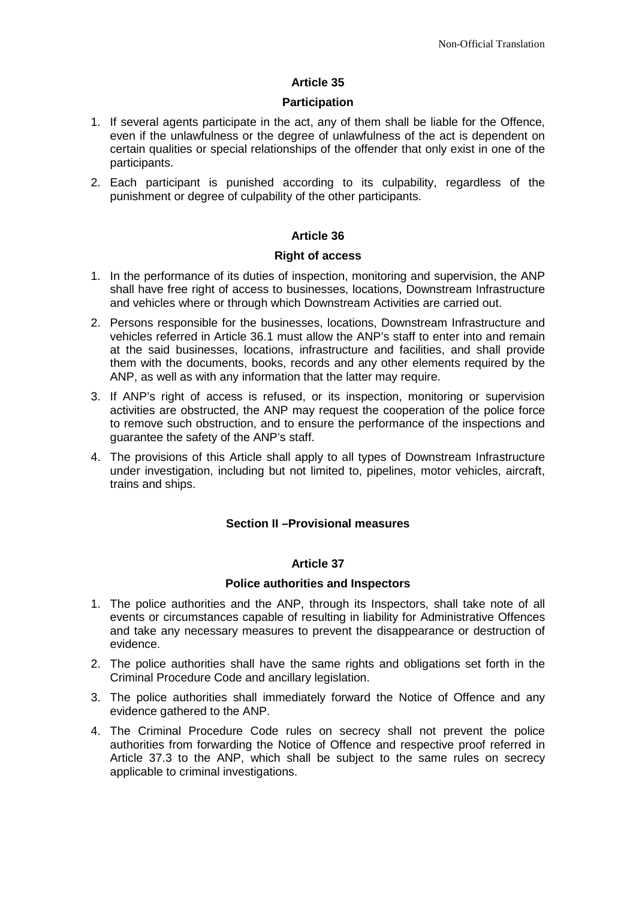### Article 35

### Participation

1. If several agents participate in the act, any of them shall be liable for the Offence, even if the unlawfulness or the degree of unlawfulness of the act is dependent on certain qualities or special relationships of the offender that only exist in one of the participants.
2. Each participant is punished according to its culpability, regardless of the punishment or degree of culpability of the other participants.

### Article 36

### Right of access

1. In the performance of its duties of inspection, monitoring and supervision, the ANP shall have free right of access to businesses, locations, Downstream Infrastructure and vehicles where or through which Downstream Activities are carried out.
2. Persons responsible for the businesses, locations, Downstream Infrastructure and vehicles referred in Article 36.1 must allow the ANP's staff to enter into and remain at the said businesses, locations, infrastructure and facilities, and shall provide them with the documents, books, records and any other elements required by the ANP, as well as with any information that the latter may require.
3. If ANP's right of access is refused, or its inspection, monitoring or supervision activities are obstructed, the ANP may request the cooperation of the police force to remove such obstruction, and to ensure the performance of the inspections and guarantee the safety of the ANP's staff.
4. The provisions of this Article shall apply to all types of Downstream Infrastructure under investigation, including but not limited to, pipelines, motor vehicles, aircraft, trains and ships.

## Section II –Provisional measures

### Article 37

### Police authorities and Inspectors

1. The police authorities and the ANP, through its Inspectors, shall take note of all events or circumstances capable of resulting in liability for Administrative Offences and take any necessary measures to prevent the disappearance or destruction of evidence.
2. The police authorities shall have the same rights and obligations set forth in the Criminal Procedure Code and ancillary legislation.
3. The police authorities shall immediately forward the Notice of Offence and any evidence gathered to the ANP.
4. The Criminal Procedure Code rules on secrecy shall not prevent the police authorities from forwarding the Notice of Offence and respective proof referred in Article 37.3 to the ANP, which shall be subject to the same rules on secrecy applicable to criminal investigations.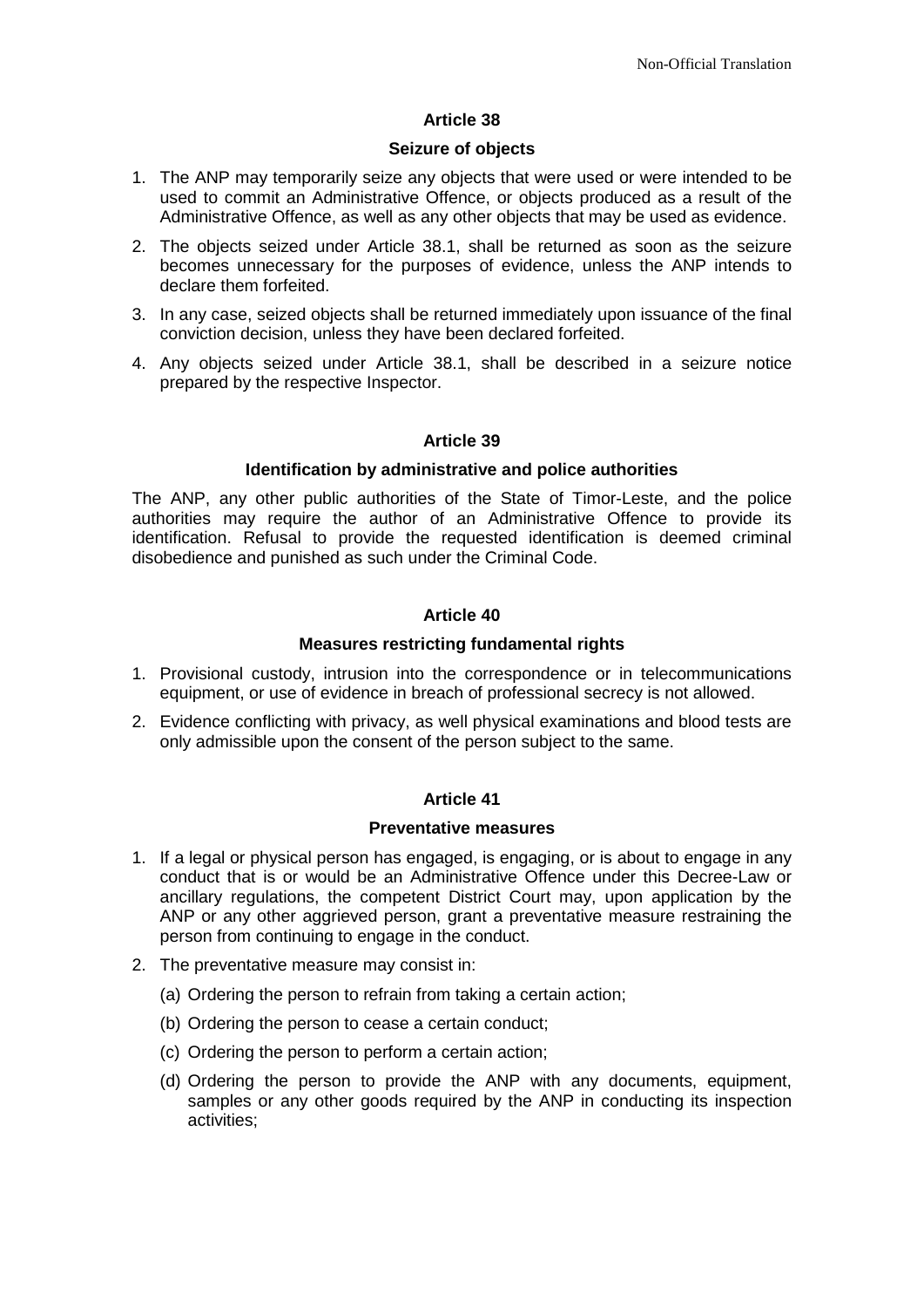## Article 38

### Seizure of objects

1. The ANP may temporarily seize any objects that were used or were intended to be used to commit an Administrative Offence, or objects produced as a result of the Administrative Offence, as well as any other objects that may be used as evidence.
2. The objects seized under Article 38.1, shall be returned as soon as the seizure becomes unnecessary for the purposes of evidence, unless the ANP intends to declare them forfeited.
3. In any case, seized objects shall be returned immediately upon issuance of the final conviction decision, unless they have been declared forfeited.
4. Any objects seized under Article 38.1, shall be described in a seizure notice prepared by the respective Inspector.

## Article 39

### Identification by administrative and police authorities

The ANP, any other public authorities of the State of Timor-Leste, and the police authorities may require the author of an Administrative Offence to provide its identification. Refusal to provide the requested identification is deemed criminal disobedience and punished as such under the Criminal Code.

## Article 40

### Measures restricting fundamental rights

1. Provisional custody, intrusion into the correspondence or in telecommunications equipment, or use of evidence in breach of professional secrecy is not allowed.
2. Evidence conflicting with privacy, as well physical examinations and blood tests are only admissible upon the consent of the person subject to the same.

## Article 41

### Preventative measures

1. If a legal or physical person has engaged, is engaging, or is about to engage in any conduct that is or would be an Administrative Offence under this Decree-Law or ancillary regulations, the competent District Court may, upon application by the ANP or any other aggrieved person, grant a preventative measure restraining the person from continuing to engage in the conduct.
2. The preventative measure may consist in:
   (a) Ordering the person to refrain from taking a certain action;
   (b) Ordering the person to cease a certain conduct;
   (c) Ordering the person to perform a certain action;
   (d) Ordering the person to provide the ANP with any documents, equipment, samples or any other goods required by the ANP in conducting its inspection activities;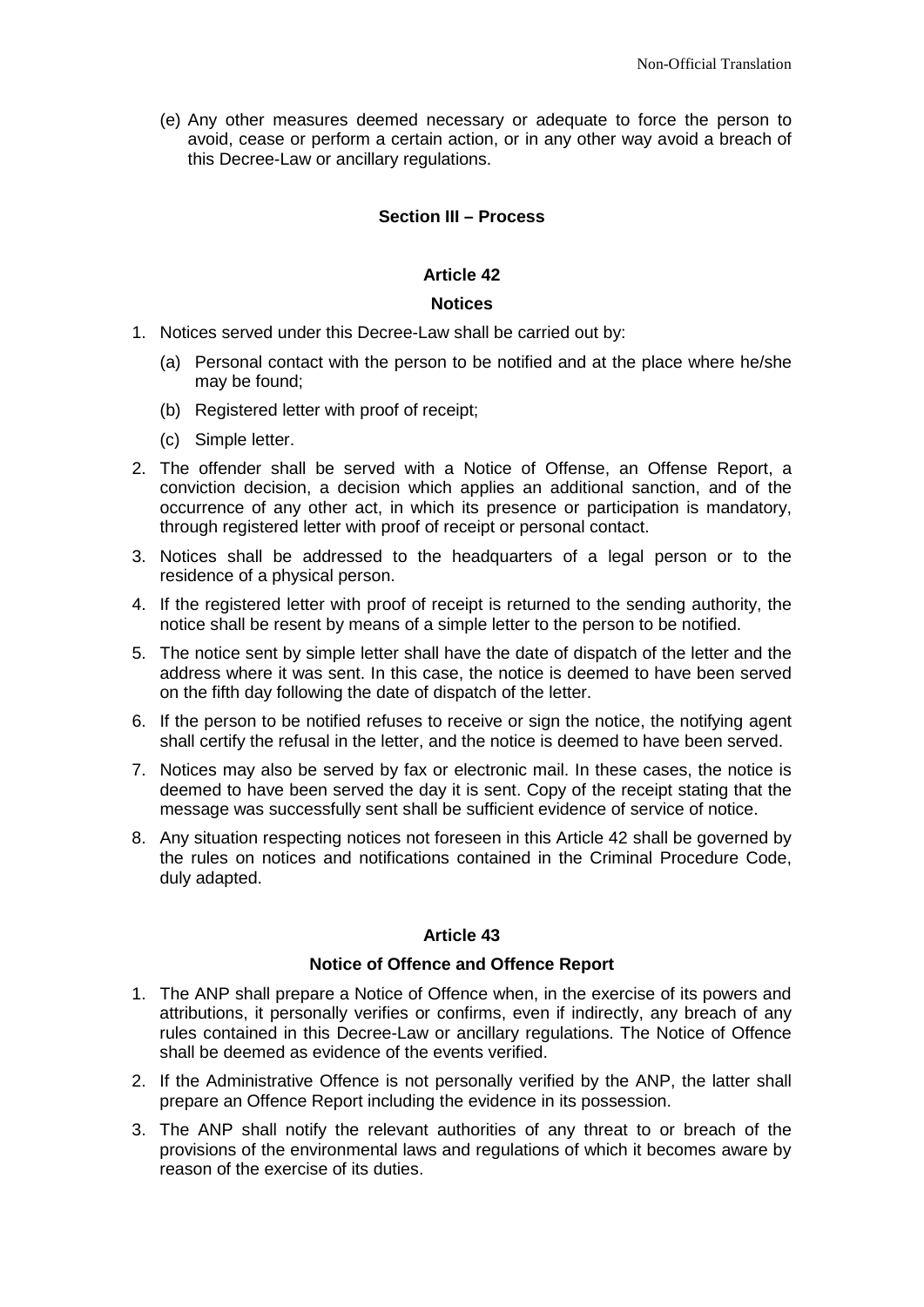(e) Any other measures deemed necessary or adequate to force the person to avoid, cease or perform a certain action, or in any other way avoid a breach of this Decree-Law or ancillary regulations.

### Section III – Process

#### Article 42

#### Notices

1. Notices served under this Decree-Law shall be carried out by:
   (a) Personal contact with the person to be notified and at the place where he/she may be found;
   (b) Registered letter with proof of receipt;
   (c) Simple letter.
2. The offender shall be served with a Notice of Offense, an Offense Report, a conviction decision, a decision which applies an additional sanction, and of the occurrence of any other act, in which its presence or participation is mandatory, through registered letter with proof of receipt or personal contact.
3. Notices shall be addressed to the headquarters of a legal person or to the residence of a physical person.
4. If the registered letter with proof of receipt is returned to the sending authority, the notice shall be resent by means of a simple letter to the person to be notified.
5. The notice sent by simple letter shall have the date of dispatch of the letter and the address where it was sent. In this case, the notice is deemed to have been served on the fifth day following the date of dispatch of the letter.
6. If the person to be notified refuses to receive or sign the notice, the notifying agent shall certify the refusal in the letter, and the notice is deemed to have been served.
7. Notices may also be served by fax or electronic mail. In these cases, the notice is deemed to have been served the day it is sent. Copy of the receipt stating that the message was successfully sent shall be sufficient evidence of service of notice.
8. Any situation respecting notices not foreseen in this Article 42 shall be governed by the rules on notices and notifications contained in the Criminal Procedure Code, duly adapted.

#### Article 43

#### Notice of Offence and Offence Report

1. The ANP shall prepare a Notice of Offence when, in the exercise of its powers and attributions, it personally verifies or confirms, even if indirectly, any breach of any rules contained in this Decree-Law or ancillary regulations. The Notice of Offence shall be deemed as evidence of the events verified.
2. If the Administrative Offence is not personally verified by the ANP, the latter shall prepare an Offence Report including the evidence in its possession.
3. The ANP shall notify the relevant authorities of any threat to or breach of the provisions of the environmental laws and regulations of which it becomes aware by reason of the exercise of its duties.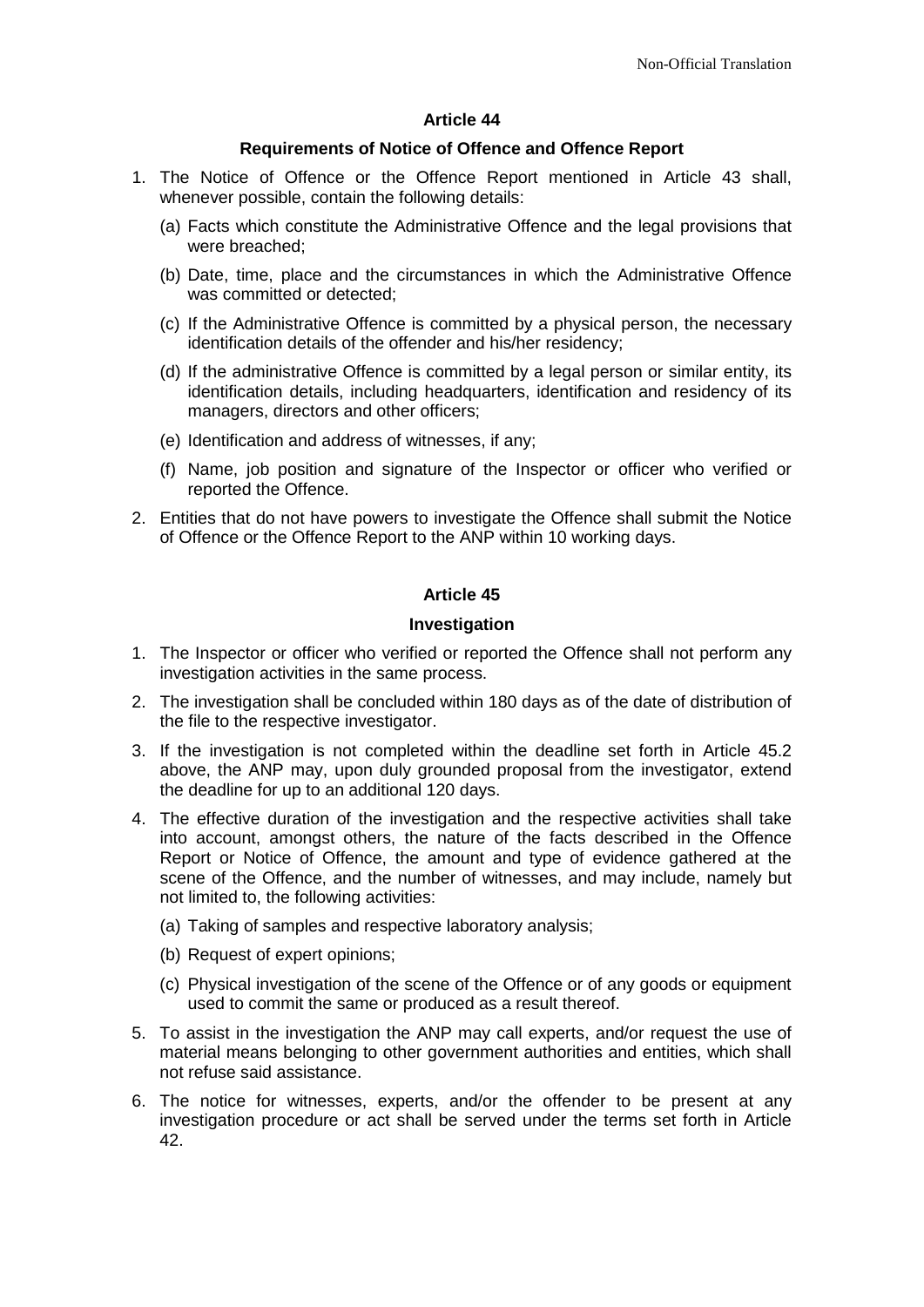## Article 44

### Requirements of Notice of Offence and Offence Report

1. The Notice of Offence or the Offence Report mentioned in Article 43 shall, whenever possible, contain the following details:
   (a) Facts which constitute the Administrative Offence and the legal provisions that were breached;
   (b) Date, time, place and the circumstances in which the Administrative Offence was committed or detected;
   (c) If the Administrative Offence is committed by a physical person, the necessary identification details of the offender and his/her residency;
   (d) If the administrative Offence is committed by a legal person or similar entity, its identification details, including headquarters, identification and residency of its managers, directors and other officers;
   (e) Identification and address of witnesses, if any;
   (f) Name, job position and signature of the Inspector or officer who verified or reported the Offence.
2. Entities that do not have powers to investigate the Offence shall submit the Notice of Offence or the Offence Report to the ANP within 10 working days.

## Article 45

### Investigation

1. The Inspector or officer who verified or reported the Offence shall not perform any investigation activities in the same process.
2. The investigation shall be concluded within 180 days as of the date of distribution of the file to the respective investigator.
3. If the investigation is not completed within the deadline set forth in Article 45.2 above, the ANP may, upon duly grounded proposal from the investigator, extend the deadline for up to an additional 120 days.
4. The effective duration of the investigation and the respective activities shall take into account, amongst others, the nature of the facts described in the Offence Report or Notice of Offence, the amount and type of evidence gathered at the scene of the Offence, and the number of witnesses, and may include, namely but not limited to, the following activities:
   (a) Taking of samples and respective laboratory analysis;
   (b) Request of expert opinions;
   (c) Physical investigation of the scene of the Offence or of any goods or equipment used to commit the same or produced as a result thereof.
5. To assist in the investigation the ANP may call experts, and/or request the use of material means belonging to other government authorities and entities, which shall not refuse said assistance.
6. The notice for witnesses, experts, and/or the offender to be present at any investigation procedure or act shall be served under the terms set forth in Article 42.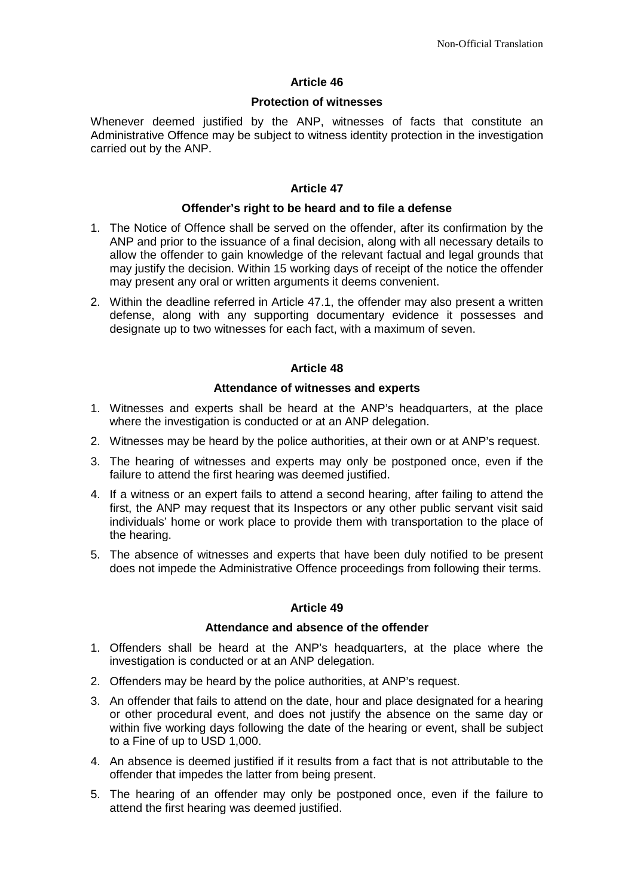## Article 46

### Protection of witnesses

Whenever deemed justified by the ANP, witnesses of facts that constitute an Administrative Offence may be subject to witness identity protection in the investigation carried out by the ANP.

## Article 47

### Offender's right to be heard and to file a defense

1. The Notice of Offence shall be served on the offender, after its confirmation by the ANP and prior to the issuance of a final decision, along with all necessary details to allow the offender to gain knowledge of the relevant factual and legal grounds that may justify the decision. Within 15 working days of receipt of the notice the offender may present any oral or written arguments it deems convenient.
2. Within the deadline referred in Article 47.1, the offender may also present a written defense, along with any supporting documentary evidence it possesses and designate up to two witnesses for each fact, with a maximum of seven.

## Article 48

### Attendance of witnesses and experts

1. Witnesses and experts shall be heard at the ANP's headquarters, at the place where the investigation is conducted or at an ANP delegation.
2. Witnesses may be heard by the police authorities, at their own or at ANP's request.
3. The hearing of witnesses and experts may only be postponed once, even if the failure to attend the first hearing was deemed justified.
4. If a witness or an expert fails to attend a second hearing, after failing to attend the first, the ANP may request that its Inspectors or any other public servant visit said individuals' home or work place to provide them with transportation to the place of the hearing.
5. The absence of witnesses and experts that have been duly notified to be present does not impede the Administrative Offence proceedings from following their terms.

## Article 49

### Attendance and absence of the offender

1. Offenders shall be heard at the ANP's headquarters, at the place where the investigation is conducted or at an ANP delegation.
2. Offenders may be heard by the police authorities, at ANP's request.
3. An offender that fails to attend on the date, hour and place designated for a hearing or other procedural event, and does not justify the absence on the same day or within five working days following the date of the hearing or event, shall be subject to a Fine of up to USD 1,000.
4. An absence is deemed justified if it results from a fact that is not attributable to the offender that impedes the latter from being present.
5. The hearing of an offender may only be postponed once, even if the failure to attend the first hearing was deemed justified.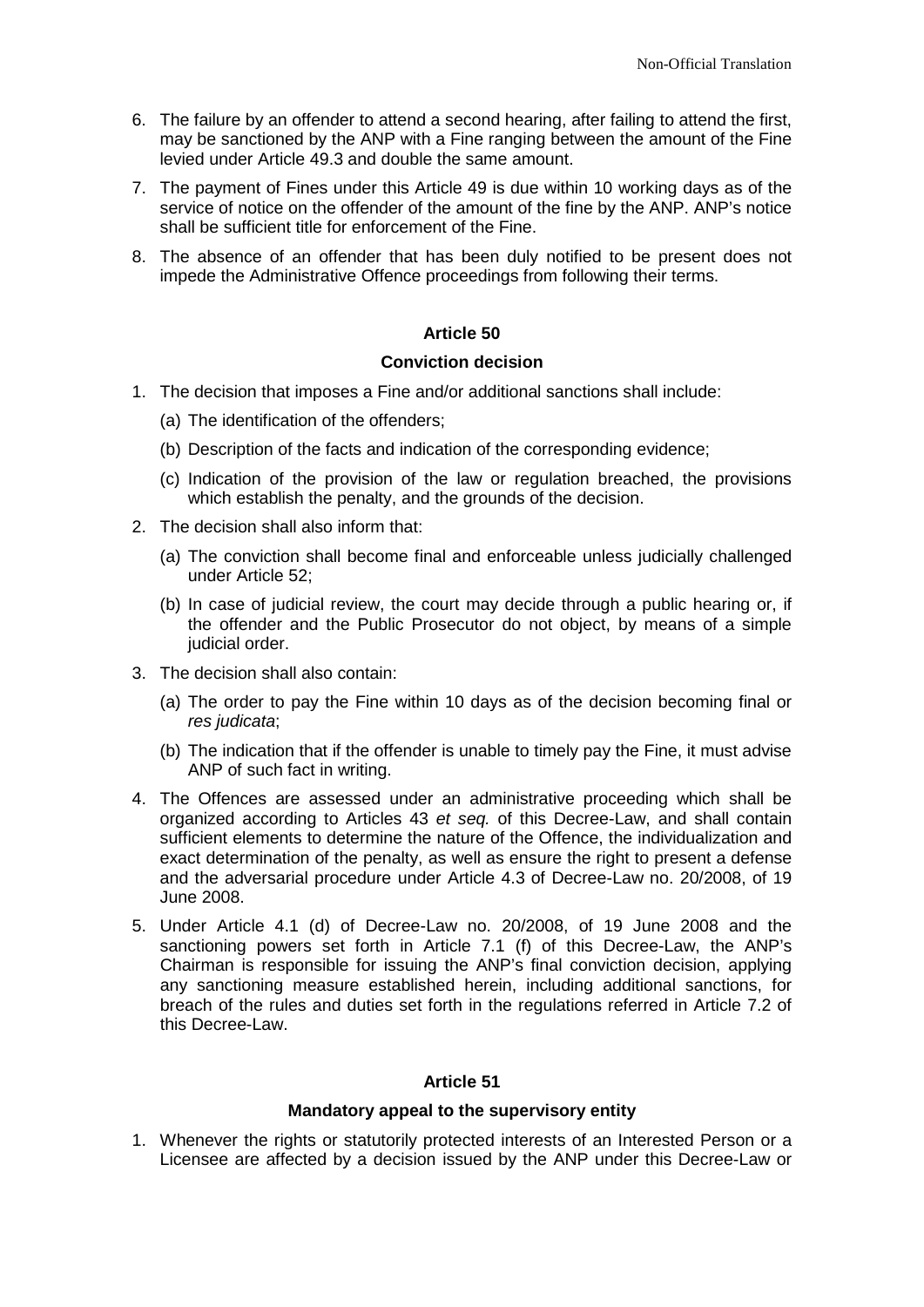6. The failure by an offender to attend a second hearing, after failing to attend the first, may be sanctioned by the ANP with a Fine ranging between the amount of the Fine levied under Article 49.3 and double the same amount.

7. The payment of Fines under this Article 49 is due within 10 working days as of the service of notice on the offender of the amount of the fine by the ANP. ANP's notice shall be sufficient title for enforcement of the Fine.

8. The absence of an offender that has been duly notified to be present does not impede the Administrative Offence proceedings from following their terms.

### Article 50

### Conviction decision

1. The decision that imposes a Fine and/or additional sanctions shall include:

   (a) The identification of the offenders;

   (b) Description of the facts and indication of the corresponding evidence;

   (c) Indication of the provision of the law or regulation breached, the provisions which establish the penalty, and the grounds of the decision.

2. The decision shall also inform that:

   (a) The conviction shall become final and enforceable unless judicially challenged under Article 52;

   (b) In case of judicial review, the court may decide through a public hearing or, if the offender and the Public Prosecutor do not object, by means of a simple judicial order.

3. The decision shall also contain:

   (a) The order to pay the Fine within 10 days as of the decision becoming final or *res judicata*;

   (b) The indication that if the offender is unable to timely pay the Fine, it must advise ANP of such fact in writing.

4. The Offences are assessed under an administrative proceeding which shall be organized according to Articles 43 *et seq.* of this Decree-Law, and shall contain sufficient elements to determine the nature of the Offence, the individualization and exact determination of the penalty, as well as ensure the right to present a defense and the adversarial procedure under Article 4.3 of Decree-Law no. 20/2008, of 19 June 2008.

5. Under Article 4.1 (d) of Decree-Law no. 20/2008, of 19 June 2008 and the sanctioning powers set forth in Article 7.1 (f) of this Decree-Law, the ANP's Chairman is responsible for issuing the ANP's final conviction decision, applying any sanctioning measure established herein, including additional sanctions, for breach of the rules and duties set forth in the regulations referred in Article 7.2 of this Decree-Law.

### Article 51

### Mandatory appeal to the supervisory entity

1. Whenever the rights or statutorily protected interests of an Interested Person or a Licensee are affected by a decision issued by the ANP under this Decree-Law or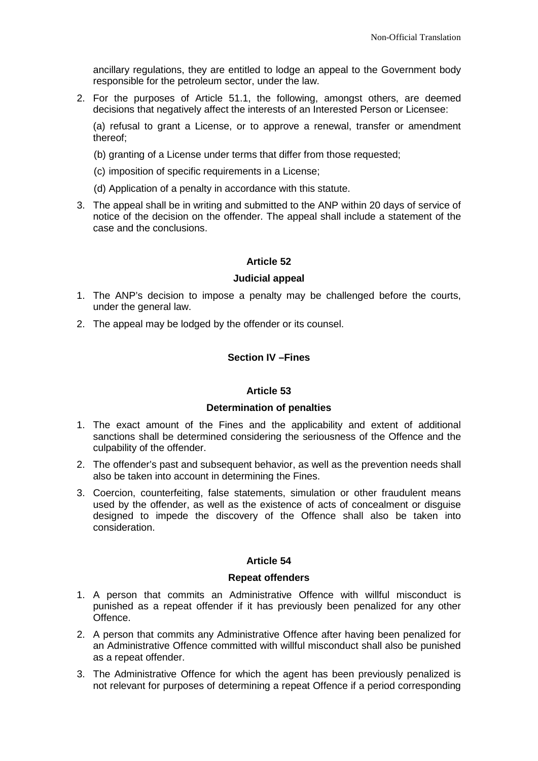ancillary regulations, they are entitled to lodge an appeal to the Government body responsible for the petroleum sector, under the law.

2. For the purposes of Article 51.1, the following, amongst others, are deemed decisions that negatively affect the interests of an Interested Person or Licensee:

   (a) refusal to grant a License, or to approve a renewal, transfer or amendment thereof;

   (b) granting of a License under terms that differ from those requested;

   (c) imposition of specific requirements in a License;

   (d) Application of a penalty in accordance with this statute.

3. The appeal shall be in writing and submitted to the ANP within 20 days of service of notice of the decision on the offender. The appeal shall include a statement of the case and the conclusions.

### Article 52

### Judicial appeal

1. The ANP's decision to impose a penalty may be challenged before the courts, under the general law.
2. The appeal may be lodged by the offender or its counsel.

## Section IV –Fines

### Article 53

### Determination of penalties

1. The exact amount of the Fines and the applicability and extent of additional sanctions shall be determined considering the seriousness of the Offence and the culpability of the offender.
2. The offender's past and subsequent behavior, as well as the prevention needs shall also be taken into account in determining the Fines.
3. Coercion, counterfeiting, false statements, simulation or other fraudulent means used by the offender, as well as the existence of acts of concealment or disguise designed to impede the discovery of the Offence shall also be taken into consideration.

### Article 54

### Repeat offenders

1. A person that commits an Administrative Offence with willful misconduct is punished as a repeat offender if it has previously been penalized for any other Offence.
2. A person that commits any Administrative Offence after having been penalized for an Administrative Offence committed with willful misconduct shall also be punished as a repeat offender.
3. The Administrative Offence for which the agent has been previously penalized is not relevant for purposes of determining a repeat Offence if a period corresponding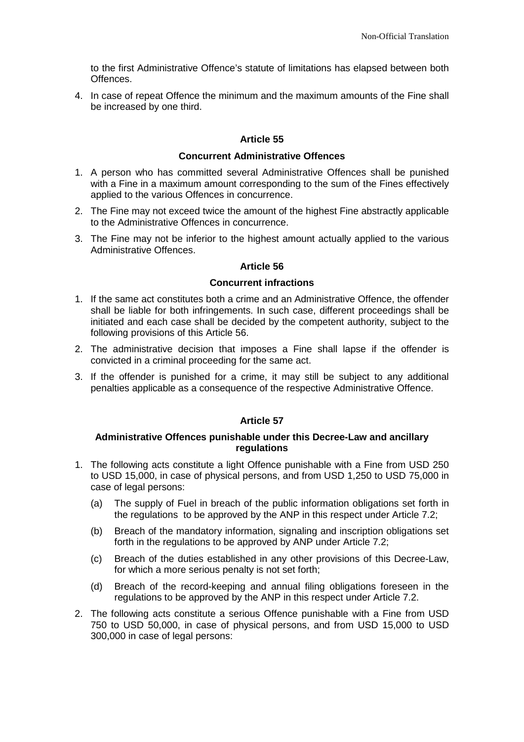to the first Administrative Offence's statute of limitations has elapsed between both Offences.

4. In case of repeat Offence the minimum and the maximum amounts of the Fine shall be increased by one third.

### Article 55

### Concurrent Administrative Offences

1. A person who has committed several Administrative Offences shall be punished with a Fine in a maximum amount corresponding to the sum of the Fines effectively applied to the various Offences in concurrence.
2. The Fine may not exceed twice the amount of the highest Fine abstractly applicable to the Administrative Offences in concurrence.
3. The Fine may not be inferior to the highest amount actually applied to the various Administrative Offences.

### Article 56

### Concurrent infractions

1. If the same act constitutes both a crime and an Administrative Offence, the offender shall be liable for both infringements. In such case, different proceedings shall be initiated and each case shall be decided by the competent authority, subject to the following provisions of this Article 56.
2. The administrative decision that imposes a Fine shall lapse if the offender is convicted in a criminal proceeding for the same act.
3. If the offender is punished for a crime, it may still be subject to any additional penalties applicable as a consequence of the respective Administrative Offence.

### Article 57

### Administrative Offences punishable under this Decree-Law and ancillary regulations

1. The following acts constitute a light Offence punishable with a Fine from USD 250 to USD 15,000, in case of physical persons, and from USD 1,250 to USD 75,000 in case of legal persons:
   (a) The supply of Fuel in breach of the public information obligations set forth in the regulations to be approved by the ANP in this respect under Article 7.2;
   (b) Breach of the mandatory information, signaling and inscription obligations set forth in the regulations to be approved by ANP under Article 7.2;
   (c) Breach of the duties established in any other provisions of this Decree-Law, for which a more serious penalty is not set forth;
   (d) Breach of the record-keeping and annual filing obligations foreseen in the regulations to be approved by the ANP in this respect under Article 7.2.
2. The following acts constitute a serious Offence punishable with a Fine from USD 750 to USD 50,000, in case of physical persons, and from USD 15,000 to USD 300,000 in case of legal persons: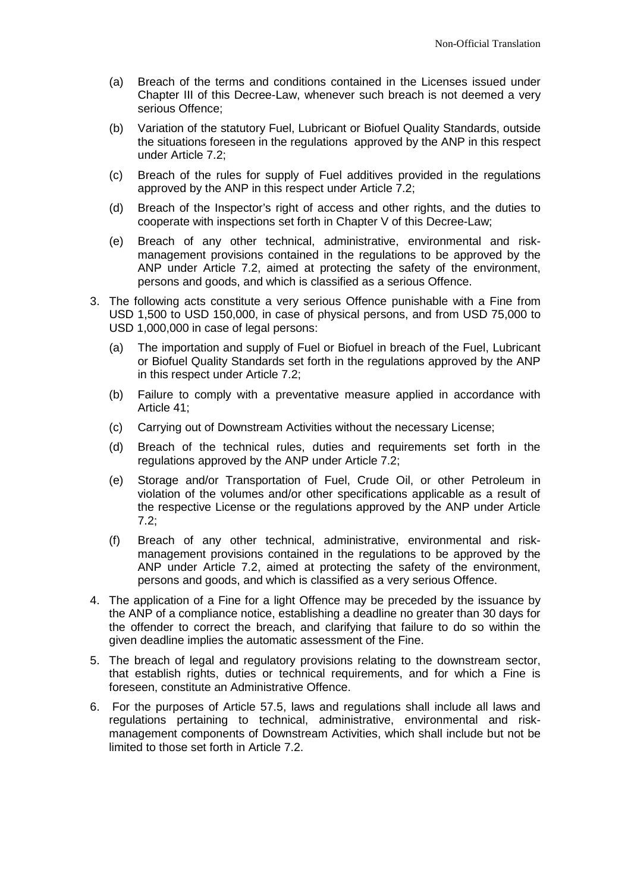(a) Breach of the terms and conditions contained in the Licenses issued under Chapter III of this Decree-Law, whenever such breach is not deemed a very serious Offence;

(b) Variation of the statutory Fuel, Lubricant or Biofuel Quality Standards, outside the situations foreseen in the regulations approved by the ANP in this respect under Article 7.2;

(c) Breach of the rules for supply of Fuel additives provided in the regulations approved by the ANP in this respect under Article 7.2;

(d) Breach of the Inspector's right of access and other rights, and the duties to cooperate with inspections set forth in Chapter V of this Decree-Law;

(e) Breach of any other technical, administrative, environmental and risk-management provisions contained in the regulations to be approved by the ANP under Article 7.2, aimed at protecting the safety of the environment, persons and goods, and which is classified as a serious Offence.

3. The following acts constitute a very serious Offence punishable with a Fine from USD 1,500 to USD 150,000, in case of physical persons, and from USD 75,000 to USD 1,000,000 in case of legal persons:

   (a) The importation and supply of Fuel or Biofuel in breach of the Fuel, Lubricant or Biofuel Quality Standards set forth in the regulations approved by the ANP in this respect under Article 7.2;

   (b) Failure to comply with a preventative measure applied in accordance with Article 41;

   (c) Carrying out of Downstream Activities without the necessary License;

   (d) Breach of the technical rules, duties and requirements set forth in the regulations approved by the ANP under Article 7.2;

   (e) Storage and/or Transportation of Fuel, Crude Oil, or other Petroleum in violation of the volumes and/or other specifications applicable as a result of the respective License or the regulations approved by the ANP under Article 7.2;

   (f) Breach of any other technical, administrative, environmental and risk-management provisions contained in the regulations to be approved by the ANP under Article 7.2, aimed at protecting the safety of the environment, persons and goods, and which is classified as a very serious Offence.

4. The application of a Fine for a light Offence may be preceded by the issuance by the ANP of a compliance notice, establishing a deadline no greater than 30 days for the offender to correct the breach, and clarifying that failure to do so within the given deadline implies the automatic assessment of the Fine.

5. The breach of legal and regulatory provisions relating to the downstream sector, that establish rights, duties or technical requirements, and for which a Fine is foreseen, constitute an Administrative Offence.

6. For the purposes of Article 57.5, laws and regulations shall include all laws and regulations pertaining to technical, administrative, environmental and risk-management components of Downstream Activities, which shall include but not be limited to those set forth in Article 7.2.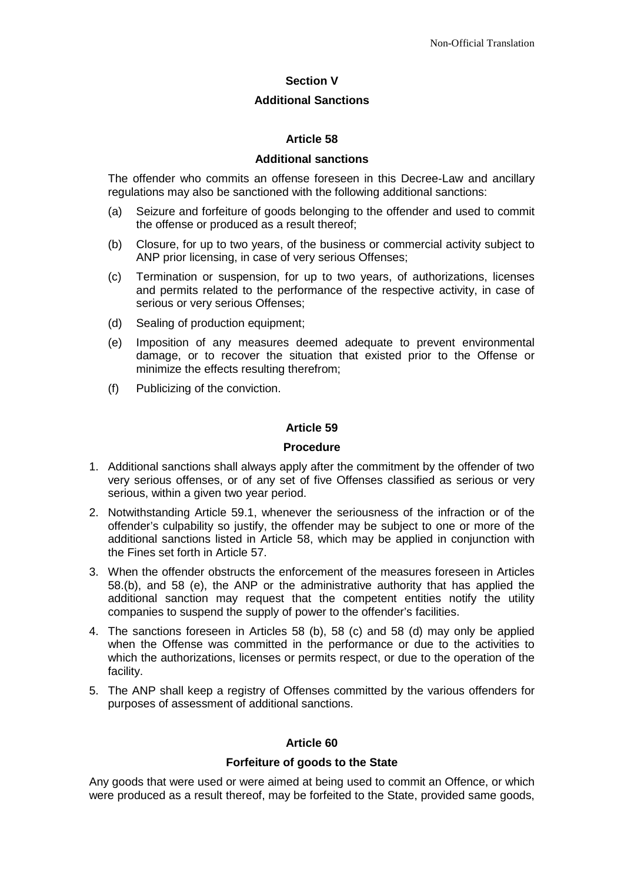## Section V

## Additional Sanctions

### Article 58

### Additional sanctions

The offender who commits an offense foreseen in this Decree-Law and ancillary regulations may also be sanctioned with the following additional sanctions:

(a) Seizure and forfeiture of goods belonging to the offender and used to commit the offense or produced as a result thereof;

(b) Closure, for up to two years, of the business or commercial activity subject to ANP prior licensing, in case of very serious Offenses;

(c) Termination or suspension, for up to two years, of authorizations, licenses and permits related to the performance of the respective activity, in case of serious or very serious Offenses;

(d) Sealing of production equipment;

(e) Imposition of any measures deemed adequate to prevent environmental damage, or to recover the situation that existed prior to the Offense or minimize the effects resulting therefrom;

(f) Publicizing of the conviction.

### Article 59

### Procedure

1. Additional sanctions shall always apply after the commitment by the offender of two very serious offenses, or of any set of five Offenses classified as serious or very serious, within a given two year period.
2. Notwithstanding Article 59.1, whenever the seriousness of the infraction or of the offender's culpability so justify, the offender may be subject to one or more of the additional sanctions listed in Article 58, which may be applied in conjunction with the Fines set forth in Article 57.
3. When the offender obstructs the enforcement of the measures foreseen in Articles 58.(b), and 58 (e), the ANP or the administrative authority that has applied the additional sanction may request that the competent entities notify the utility companies to suspend the supply of power to the offender's facilities.
4. The sanctions foreseen in Articles 58 (b), 58 (c) and 58 (d) may only be applied when the Offense was committed in the performance or due to the activities to which the authorizations, licenses or permits respect, or due to the operation of the facility.
5. The ANP shall keep a registry of Offenses committed by the various offenders for purposes of assessment of additional sanctions.

### Article 60

### Forfeiture of goods to the State

Any goods that were used or were aimed at being used to commit an Offence, or which were produced as a result thereof, may be forfeited to the State, provided same goods,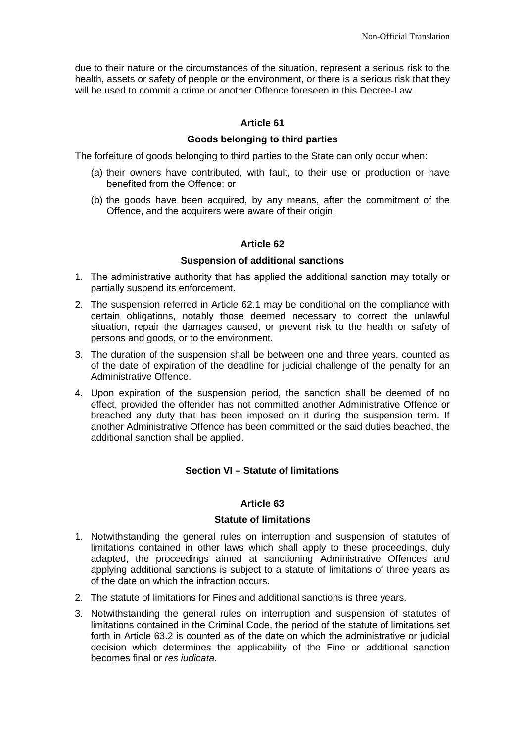due to their nature or the circumstances of the situation, represent a serious risk to the health, assets or safety of people or the environment, or there is a serious risk that they will be used to commit a crime or another Offence foreseen in this Decree-Law.

### Article 61

#### Goods belonging to third parties

The forfeiture of goods belonging to third parties to the State can only occur when:

(a) their owners have contributed, with fault, to their use or production or have benefited from the Offence; or

(b) the goods have been acquired, by any means, after the commitment of the Offence, and the acquirers were aware of their origin.

### Article 62

#### Suspension of additional sanctions

1. The administrative authority that has applied the additional sanction may totally or partially suspend its enforcement.
2. The suspension referred in Article 62.1 may be conditional on the compliance with certain obligations, notably those deemed necessary to correct the unlawful situation, repair the damages caused, or prevent risk to the health or safety of persons and goods, or to the environment.
3. The duration of the suspension shall be between one and three years, counted as of the date of expiration of the deadline for judicial challenge of the penalty for an Administrative Offence.
4. Upon expiration of the suspension period, the sanction shall be deemed of no effect, provided the offender has not committed another Administrative Offence or breached any duty that has been imposed on it during the suspension term. If another Administrative Offence has been committed or the said duties beached, the additional sanction shall be applied.

## Section VI – Statute of limitations

### Article 63

#### Statute of limitations

1. Notwithstanding the general rules on interruption and suspension of statutes of limitations contained in other laws which shall apply to these proceedings, duly adapted, the proceedings aimed at sanctioning Administrative Offences and applying additional sanctions is subject to a statute of limitations of three years as of the date on which the infraction occurs.
2. The statute of limitations for Fines and additional sanctions is three years.
3. Notwithstanding the general rules on interruption and suspension of statutes of limitations contained in the Criminal Code, the period of the statute of limitations set forth in Article 63.2 is counted as of the date on which the administrative or judicial decision which determines the applicability of the Fine or additional sanction becomes final or *res iudicata*.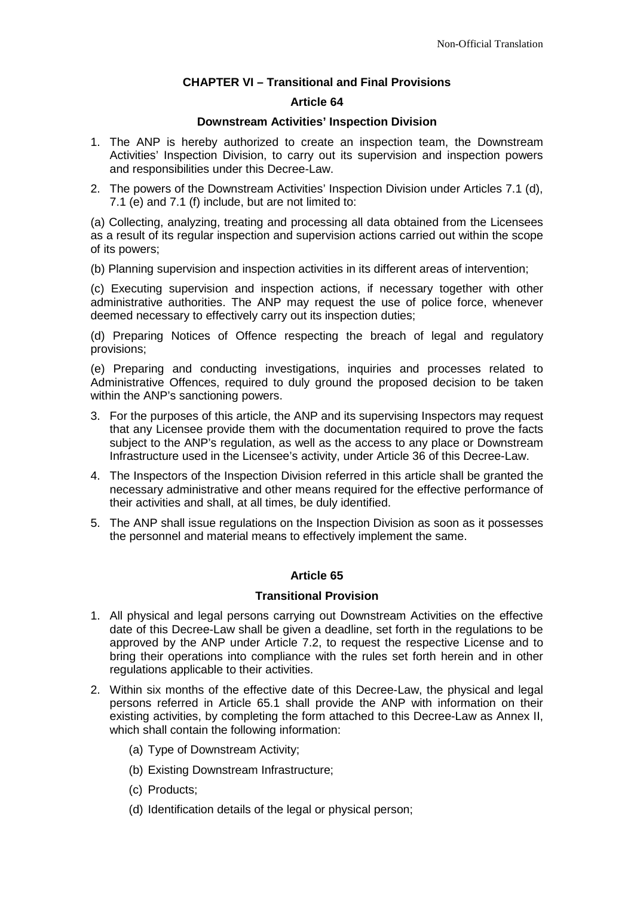## CHAPTER VI – Transitional and Final Provisions

### Article 64

### Downstream Activities' Inspection Division

1. The ANP is hereby authorized to create an inspection team, the Downstream Activities' Inspection Division, to carry out its supervision and inspection powers and responsibilities under this Decree-Law.
2. The powers of the Downstream Activities' Inspection Division under Articles 7.1 (d), 7.1 (e) and 7.1 (f) include, but are not limited to:

(a) Collecting, analyzing, treating and processing all data obtained from the Licensees as a result of its regular inspection and supervision actions carried out within the scope of its powers;

(b) Planning supervision and inspection activities in its different areas of intervention;

(c) Executing supervision and inspection actions, if necessary together with other administrative authorities. The ANP may request the use of police force, whenever deemed necessary to effectively carry out its inspection duties;

(d) Preparing Notices of Offence respecting the breach of legal and regulatory provisions;

(e) Preparing and conducting investigations, inquiries and processes related to Administrative Offences, required to duly ground the proposed decision to be taken within the ANP's sanctioning powers.

3. For the purposes of this article, the ANP and its supervising Inspectors may request that any Licensee provide them with the documentation required to prove the facts subject to the ANP's regulation, as well as the access to any place or Downstream Infrastructure used in the Licensee's activity, under Article 36 of this Decree-Law.
4. The Inspectors of the Inspection Division referred in this article shall be granted the necessary administrative and other means required for the effective performance of their activities and shall, at all times, be duly identified.
5. The ANP shall issue regulations on the Inspection Division as soon as it possesses the personnel and material means to effectively implement the same.

### Article 65

### Transitional Provision

1. All physical and legal persons carrying out Downstream Activities on the effective date of this Decree-Law shall be given a deadline, set forth in the regulations to be approved by the ANP under Article 7.2, to request the respective License and to bring their operations into compliance with the rules set forth herein and in other regulations applicable to their activities.
2. Within six months of the effective date of this Decree-Law, the physical and legal persons referred in Article 65.1 shall provide the ANP with information on their existing activities, by completing the form attached to this Decree-Law as Annex II, which shall contain the following information:
    (a) Type of Downstream Activity;
    (b) Existing Downstream Infrastructure;
    (c) Products;
    (d) Identification details of the legal or physical person;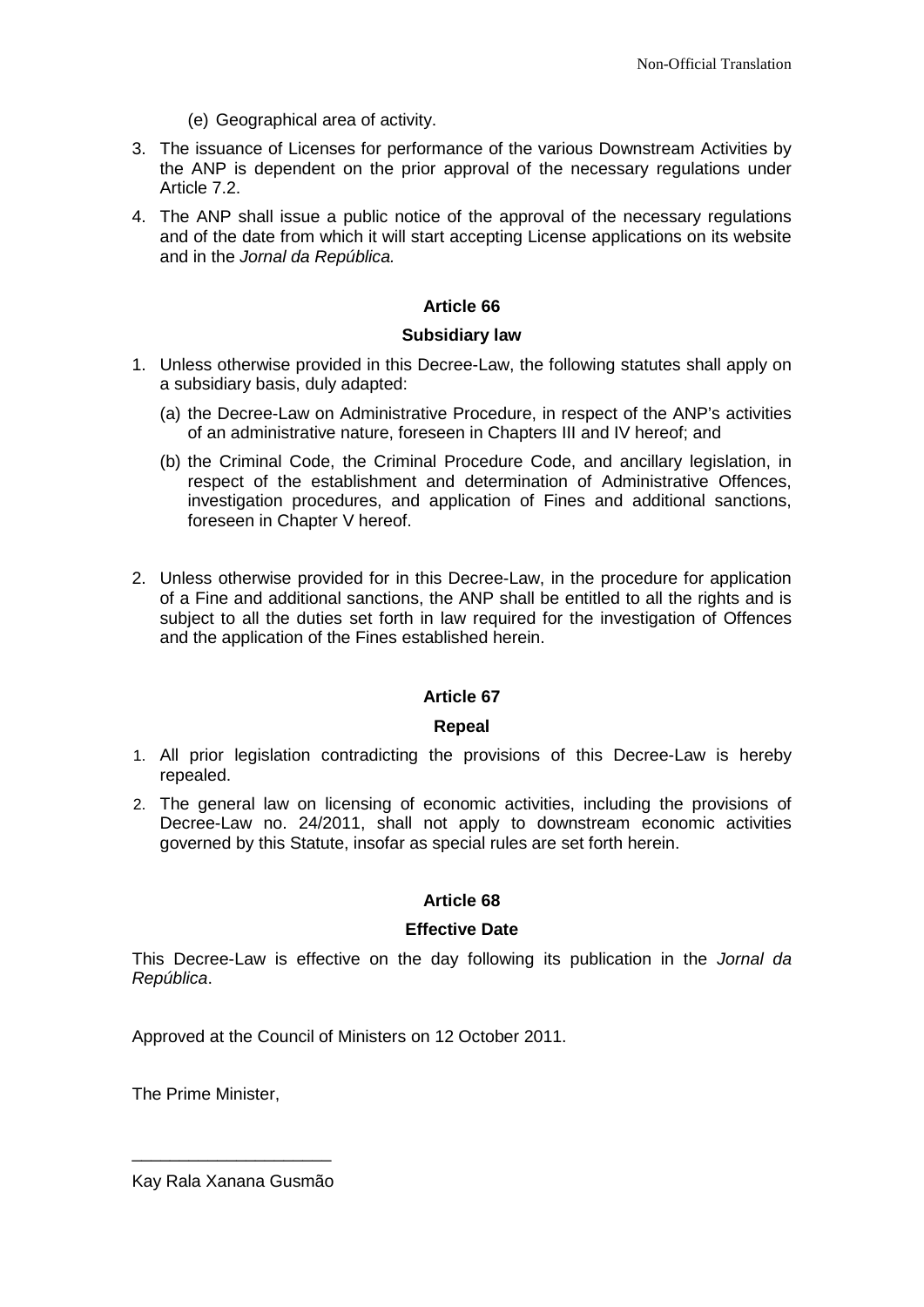(e) Geographical area of activity.

3. The issuance of Licenses for performance of the various Downstream Activities by the ANP is dependent on the prior approval of the necessary regulations under Article 7.2.

4. The ANP shall issue a public notice of the approval of the necessary regulations and of the date from which it will start accepting License applications on its website and in the *Jornal da República.*

**Article 66**

**Subsidiary law**

1. Unless otherwise provided in this Decree-Law, the following statutes shall apply on a subsidiary basis, duly adapted:

   (a) the Decree-Law on Administrative Procedure, in respect of the ANP's activities of an administrative nature, foreseen in Chapters III and IV hereof; and

   (b) the Criminal Code, the Criminal Procedure Code, and ancillary legislation, in respect of the establishment and determination of Administrative Offences, investigation procedures, and application of Fines and additional sanctions, foreseen in Chapter V hereof.

2. Unless otherwise provided for in this Decree-Law, in the procedure for application of a Fine and additional sanctions, the ANP shall be entitled to all the rights and is subject to all the duties set forth in law required for the investigation of Offences and the application of the Fines established herein.

**Article 67**

**Repeal**

1. All prior legislation contradicting the provisions of this Decree-Law is hereby repealed.

2. The general law on licensing of economic activities, including the provisions of Decree-Law no. 24/2011, shall not apply to downstream economic activities governed by this Statute, insofar as special rules are set forth herein.

**Article 68**

**Effective Date**

This Decree-Law is effective on the day following its publication in the *Jornal da República*.

Approved at the Council of Ministers on 12 October 2011.

The Prime Minister,

_____________________

Kay Rala Xanana Gusmão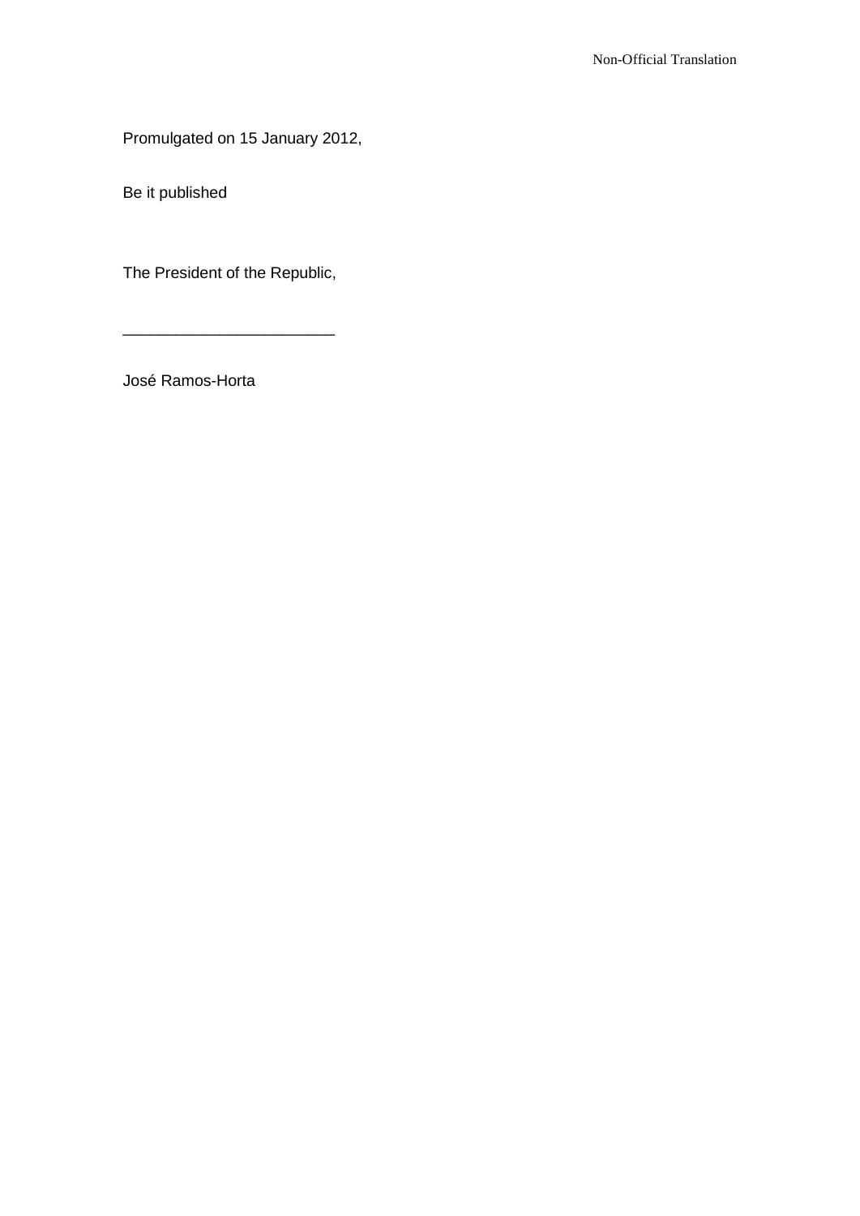Non-Official Translation

Promulgated on 15 January 2012,

Be it published

The President of the Republic,

________________________

José Ramos-Horta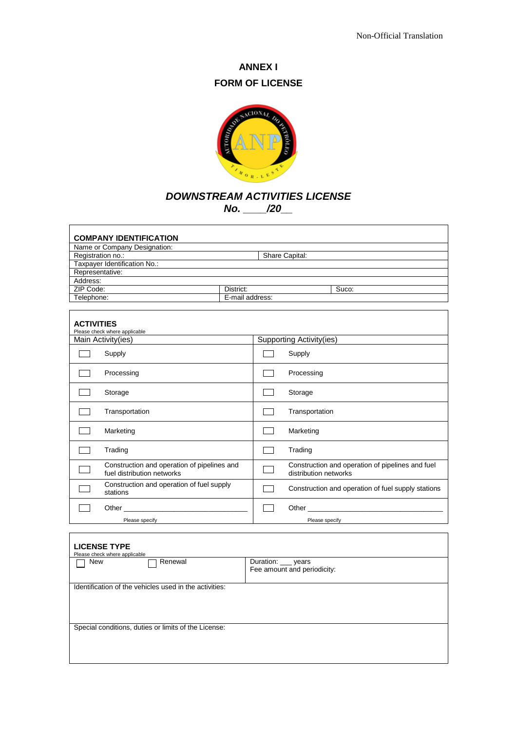Non-Official Translation

# ANNEX I

## FORM OF LICENSE

## *DOWNSTREAM ACTIVITIES LICENSE*

***No. \_\_\_\_/20\_\_***

| **COMPANY IDENTIFICATION** | | |
|---|---|---|
| Name or Company Designation: | | |
| Registration no.: | Share Capital: | |
| Taxpayer Identification No.: | | |
| Representative: | | |
| Address: | | |
| ZIP Code: | District: | Suco: |
| Telephone: | E-mail address: | |

**ACTIVITIES**
Please check where applicable

| Main Activity(ies) | | Supporting Activity(ies) | |
|---|---|---|---|
| ☐ | Supply | ☐ | Supply |
| ☐ | Processing | ☐ | Processing |
| ☐ | Storage | ☐ | Storage |
| ☐ | Transportation | ☐ | Transportation |
| ☐ | Marketing | ☐ | Marketing |
| ☐ | Trading | ☐ | Trading |
| ☐ | Construction and operation of pipelines and fuel distribution networks | ☐ | Construction and operation of pipelines and fuel distribution networks |
| ☐ | Construction and operation of fuel supply stations | ☐ | Construction and operation of fuel supply stations |
| ☐ | Other \_\_\_\_\_\_\_\_\_\_\_\_\_\_\_\_\_\_\_\_ Please specify | ☐ | Other \_\_\_\_\_\_\_\_\_\_\_\_\_\_\_\_\_\_\_\_ Please specify |

**LICENSE TYPE**
Please check where applicable

| | |
|---|---|
| ☐ New ☐ Renewal | Duration: \_\_\_ years<br>Fee amount and periodicity: |
| Identification of the vehicles used in the activities: | |
| Special conditions, duties or limits of the License: | |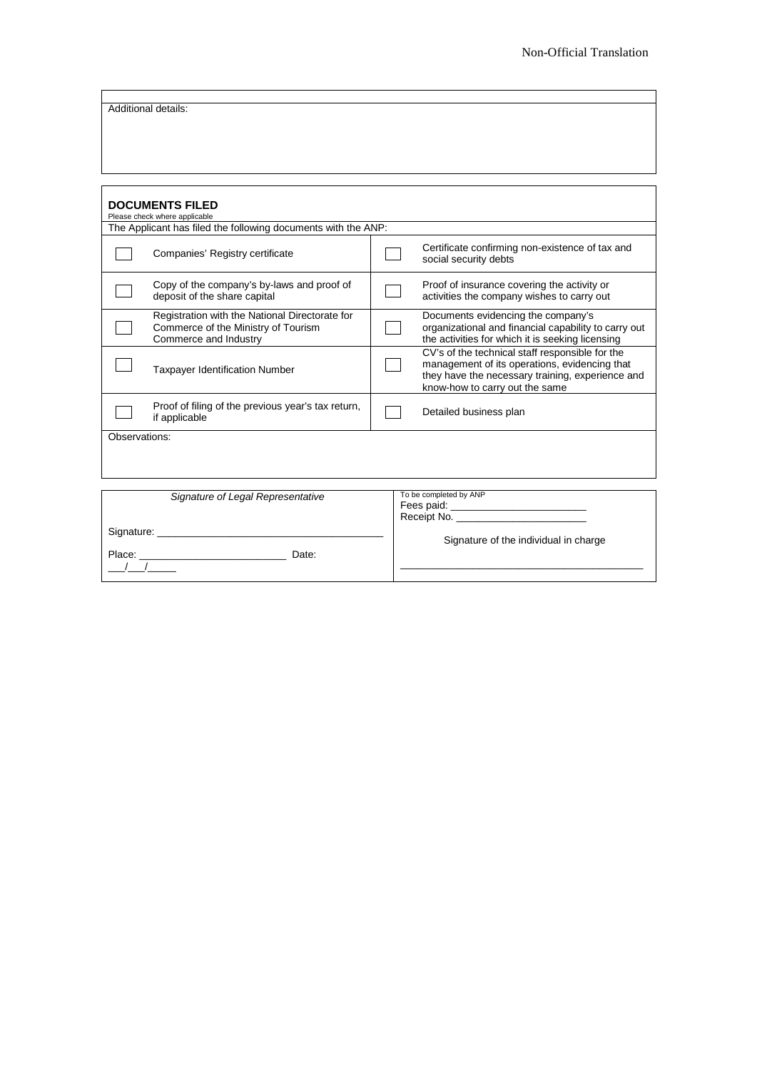Non-Official Translation

Additional details:

**DOCUMENTS FILED**
Please check where applicable

The Applicant has filed the following documents with the ANP:

| | | | |
|---|---|---|---|
| ☐ | Companies' Registry certificate | ☐ | Certificate confirming non-existence of tax and social security debts |
| ☐ | Copy of the company's by-laws and proof of deposit of the share capital | ☐ | Proof of insurance covering the activity or activities the company wishes to carry out |
| ☐ | Registration with the National Directorate for Commerce of the Ministry of Tourism Commerce and Industry | ☐ | Documents evidencing the company's organizational and financial capability to carry out the activities for which it is seeking licensing |
| ☐ | Taxpayer Identification Number | ☐ | CV's of the technical staff responsible for the management of its operations, evidencing that they have the necessary training, experience and know-how to carry out the same |
| ☐ | Proof of filing of the previous year's tax return, if applicable | ☐ | Detailed business plan |

Observations:

| | |
|---|---|
| *Signature of Legal Representative* | To be completed by ANP<br>Fees paid: ______________________<br>Receipt No. ______________________ |
| Signature: ____________________________________ | Signature of the individual in charge |
| Place: ________________________ Date: ___/___/_____ | ________________________________________ |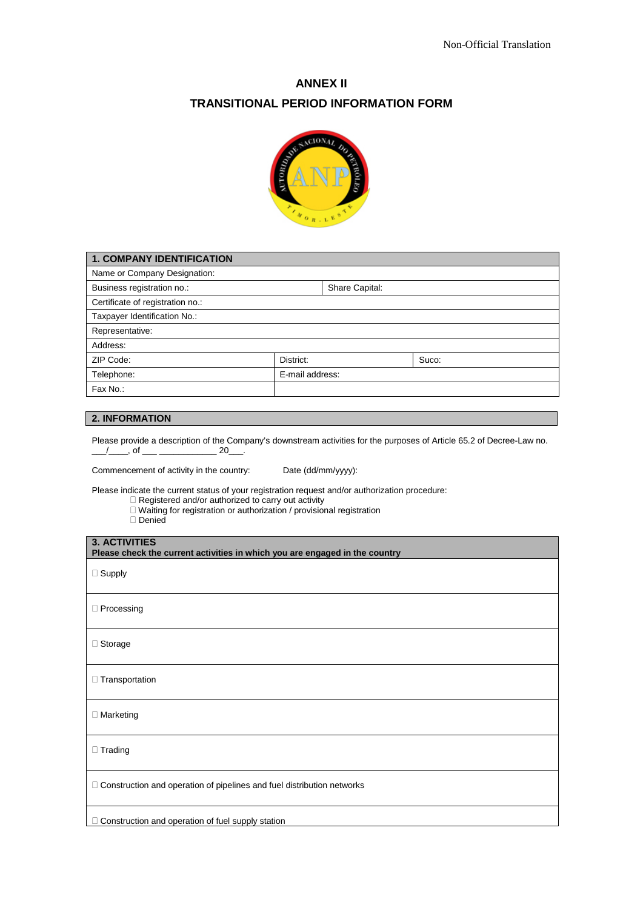Non-Official Translation

# ANNEX II

## TRANSITIONAL PERIOD INFORMATION FORM

| 1. COMPANY IDENTIFICATION | | |
|---|---|---|
| Name or Company Designation: | | |
| Business registration no.: | Share Capital: | |
| Certificate of registration no.: | | |
| Taxpayer Identification No.: | | |
| Representative: | | |
| Address: | | |
| ZIP Code: | District: | Suco: |
| Telephone: | E-mail address: | |
| Fax No.: | | |

### 2. INFORMATION

Please provide a description of the Company's downstream activities for the purposes of Article 65.2 of Decree-Law no. ___/____, of ___ ____________ 20___.

Commencement of activity in the country: Date (dd/mm/yyyy):

Please indicate the current status of your registration request and/or authorization procedure:

- ☐ Registered and/or authorized to carry out activity
- ☐ Waiting for registration or authorization / provisional registration
- ☐ Denied

| 3. ACTIVITIES<br>**Please check the current activities in which you are engaged in the country** |
|---|
| ☐ Supply |
| ☐ Processing |
| ☐ Storage |
| ☐ Transportation |
| ☐ Marketing |
| ☐ Trading |
| ☐ Construction and operation of pipelines and fuel distribution networks |
| ☐ Construction and operation of fuel supply station |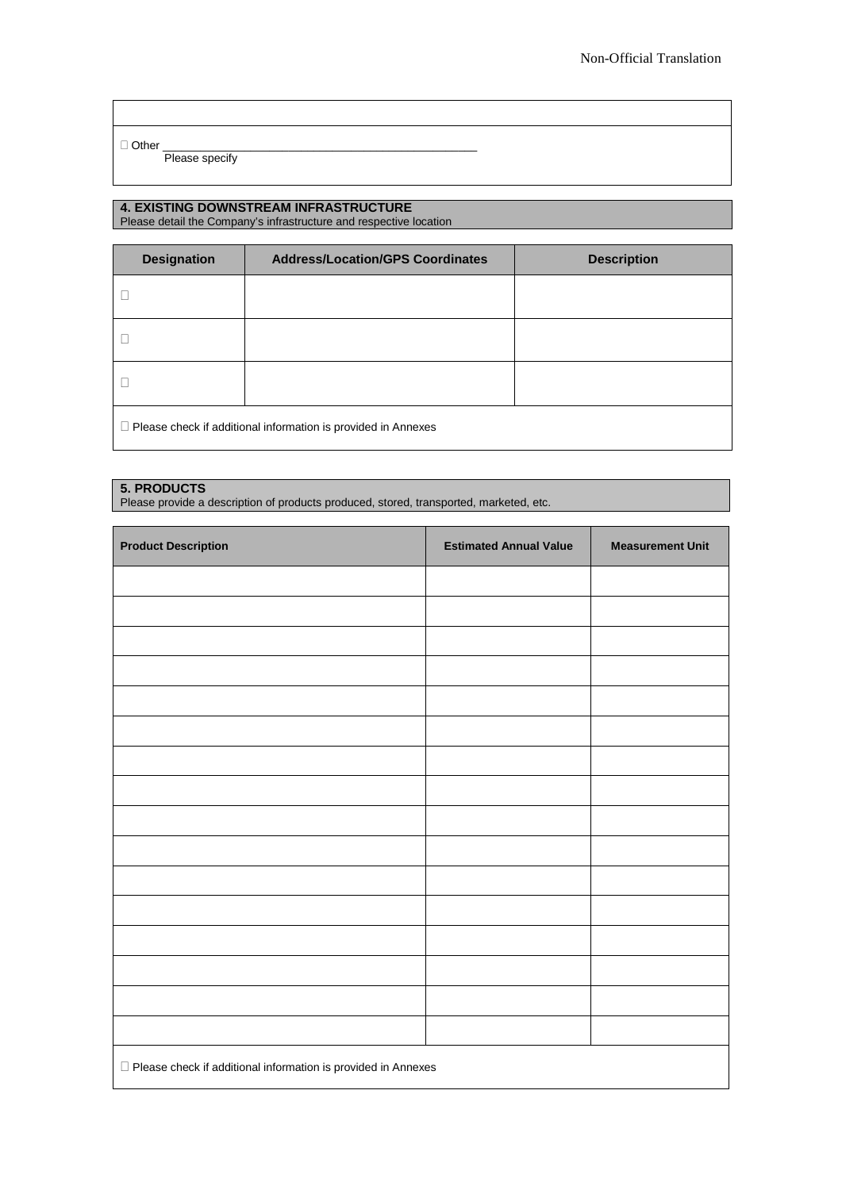☐ Other ______________________________________________
Please specify

**4. EXISTING DOWNSTREAM INFRASTRUCTURE**
Please detail the Company's infrastructure and respective location

| Designation | Address/Location/GPS Coordinates | Description |
|---|---|---|
| ☐ | | |
| ☐ | | |
| ☐ | | |

☐ Please check if additional information is provided in Annexes

**5. PRODUCTS**
Please provide a description of products produced, stored, transported, marketed, etc.

| Product Description | Estimated Annual Value | Measurement Unit |
|---|---|---|
| | | |
| | | |
| | | |
| | | |
| | | |
| | | |
| | | |
| | | |
| | | |
| | | |
| | | |
| | | |
| | | |
| | | |
| | | |
| | | |

☐ Please check if additional information is provided in Annexes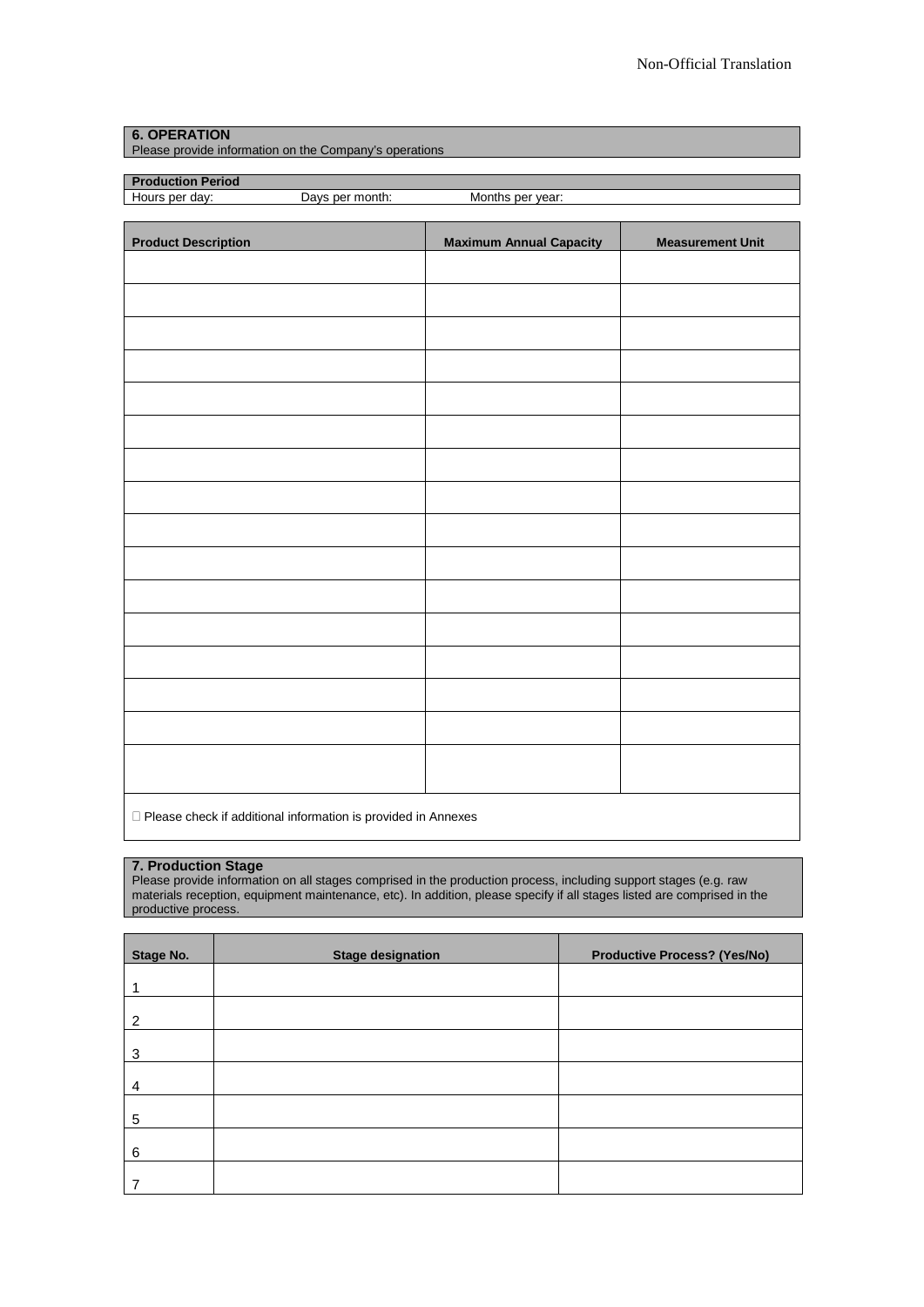## 6. OPERATION

Please provide information on the Company's operations

**Production Period**

Hours per day: Days per month: Months per year:

| Product Description | Maximum Annual Capacity | Measurement Unit |
|---|---|---|
| | | |
| | | |
| | | |
| | | |
| | | |
| | | |
| | | |
| | | |
| | | |
| | | |
| | | |
| | | |
| | | |
| | | |
| | | |
| | | |

☐ Please check if additional information is provided in Annexes

## 7. Production Stage

Please provide information on all stages comprised in the production process, including support stages (e.g. raw materials reception, equipment maintenance, etc). In addition, please specify if all stages listed are comprised in the productive process.

| Stage No. | Stage designation | Productive Process? (Yes/No) |
|---|---|---|
| 1 | | |
| 2 | | |
| 3 | | |
| 4 | | |
| 5 | | |
| 6 | | |
| 7 | | |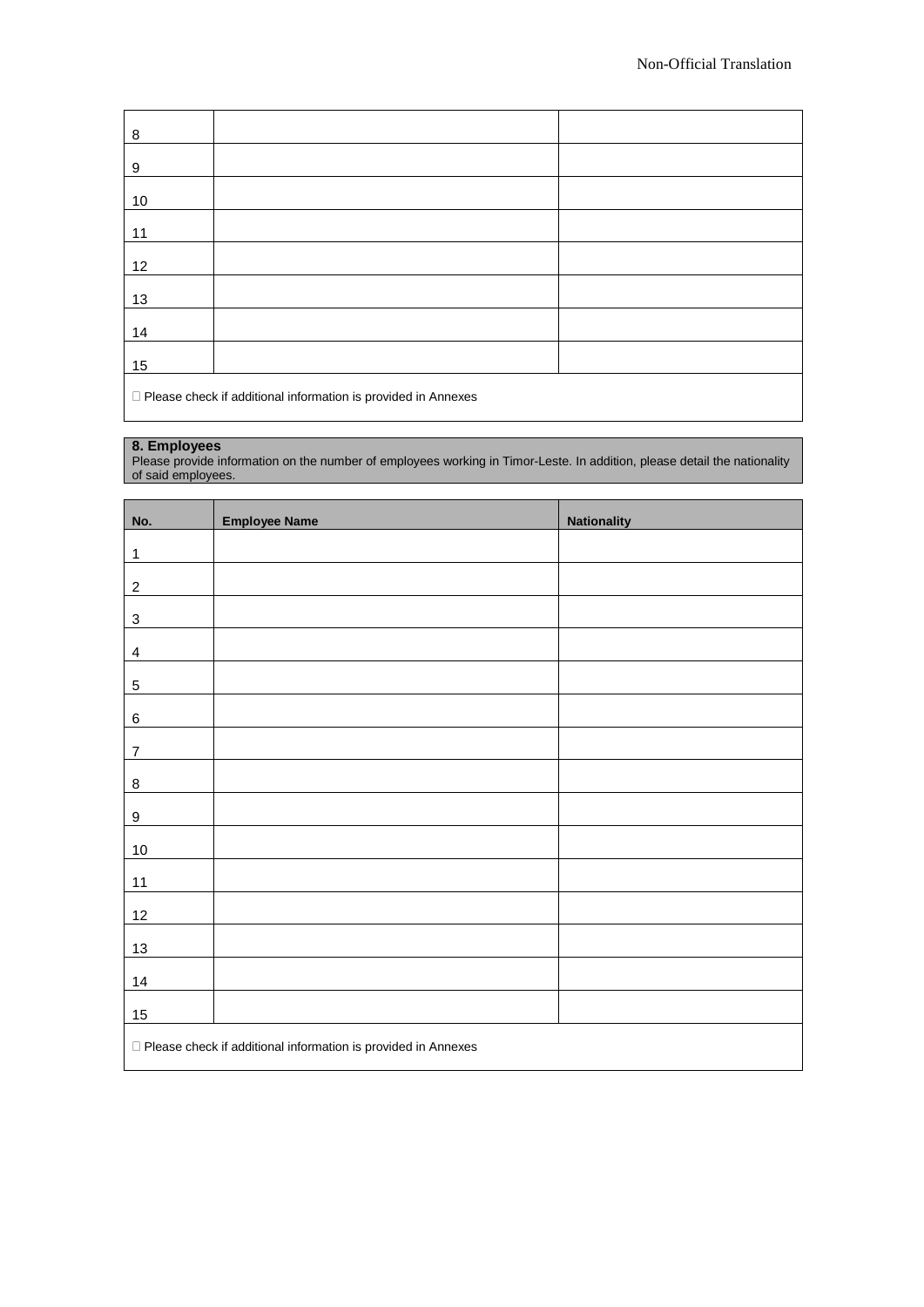| | | |
|---|---|---|
| 8 | | |
| 9 | | |
| 10 | | |
| 11 | | |
| 12 | | |
| 13 | | |
| 14 | | |
| 15 | | |

☐ Please check if additional information is provided in Annexes

**8. Employees**
Please provide information on the number of employees working in Timor-Leste. In addition, please detail the nationality of said employees.

| No. | Employee Name | Nationality |
|---|---|---|
| 1 | | |
| 2 | | |
| 3 | | |
| 4 | | |
| 5 | | |
| 6 | | |
| 7 | | |
| 8 | | |
| 9 | | |
| 10 | | |
| 11 | | |
| 12 | | |
| 13 | | |
| 14 | | |
| 15 | | |

☐ Please check if additional information is provided in Annexes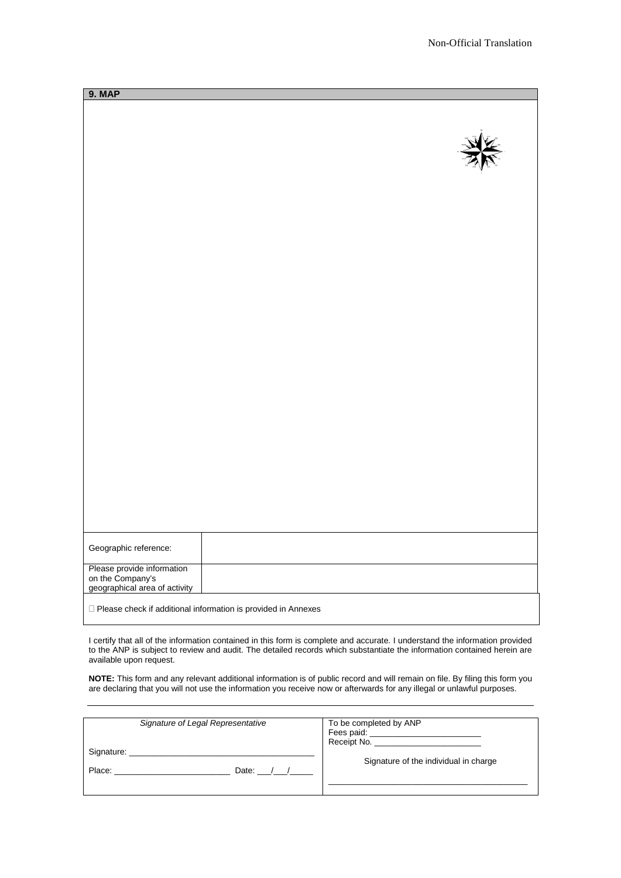## 9. MAP

| | |
|---|---|
| Geographic reference: | |
| Please provide information on the Company's geographical area of activity | |

☐ Please check if additional information is provided in Annexes

I certify that all of the information contained in this form is complete and accurate. I understand the information provided to the ANP is subject to review and audit. The detailed records which substantiate the information contained herein are available upon request.

**NOTE:** This form and any relevant additional information is of public record and will remain on file. By filing this form you are declaring that you will not use the information you receive now or afterwards for any illegal or unlawful purposes.

| *Signature of Legal Representative* | To be completed by ANP |
|---|---|
| Signature: ______________________________ | Fees paid: ______________________ |
| Place: ____________________ Date: ___/___/_____ | Receipt No. ______________________ |
| | Signature of the individual in charge |
| | ________________________________________ |